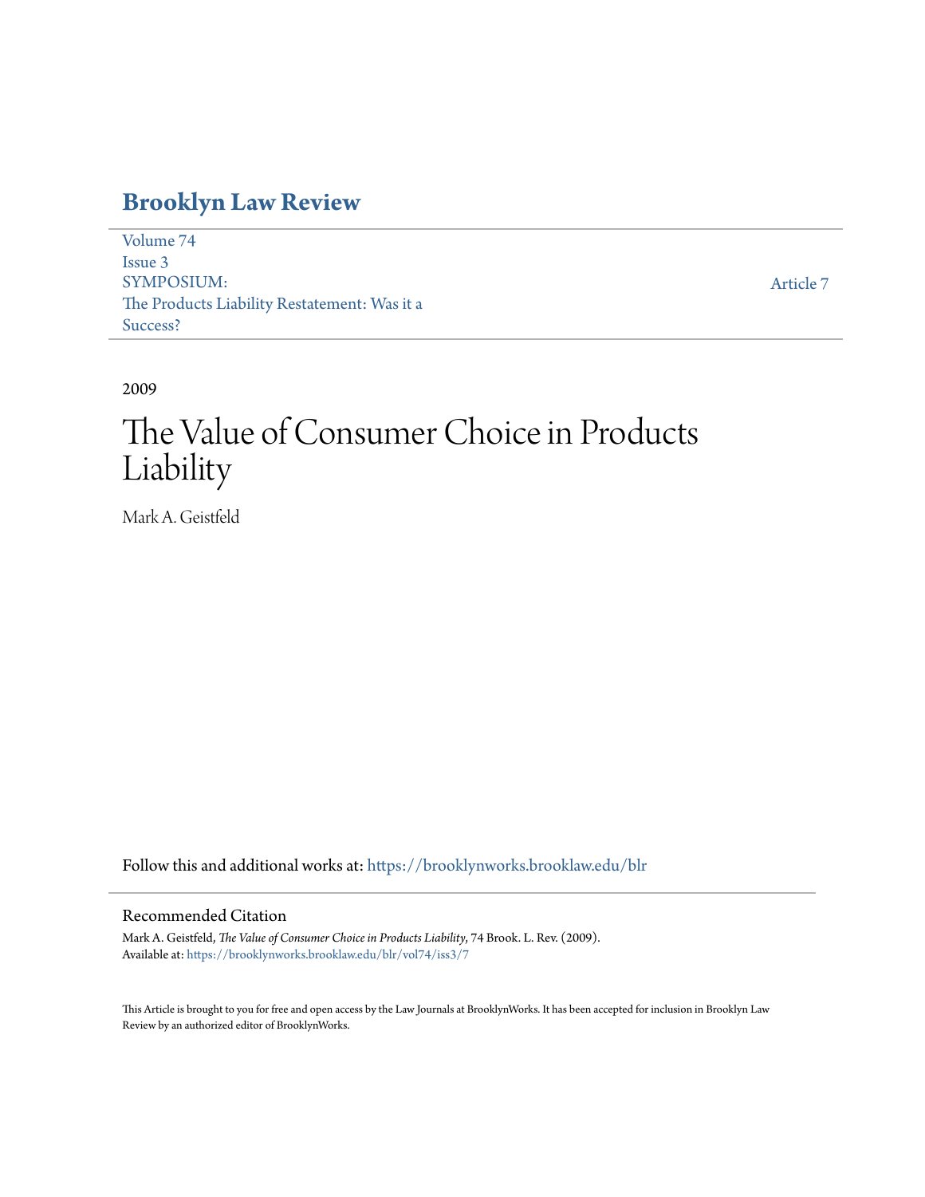# Brooklyn Law Review

Volume 74
Issue 3
SYMPOSIUM:
The Products Liability Restatement: Was it a Success?

Article 7

2009

# The Value of Consumer Choice in Products Liability

Mark A. Geistfeld

Follow this and additional works at: https://brooklynworks.brooklaw.edu/blr

## Recommended Citation

Mark A. Geistfeld, *The Value of Consumer Choice in Products Liability*, 74 Brook. L. Rev. (2009).
Available at: https://brooklynworks.brooklaw.edu/blr/vol74/iss3/7

This Article is brought to you for free and open access by the Law Journals at BrooklynWorks. It has been accepted for inclusion in Brooklyn Law Review by an authorized editor of BrooklynWorks.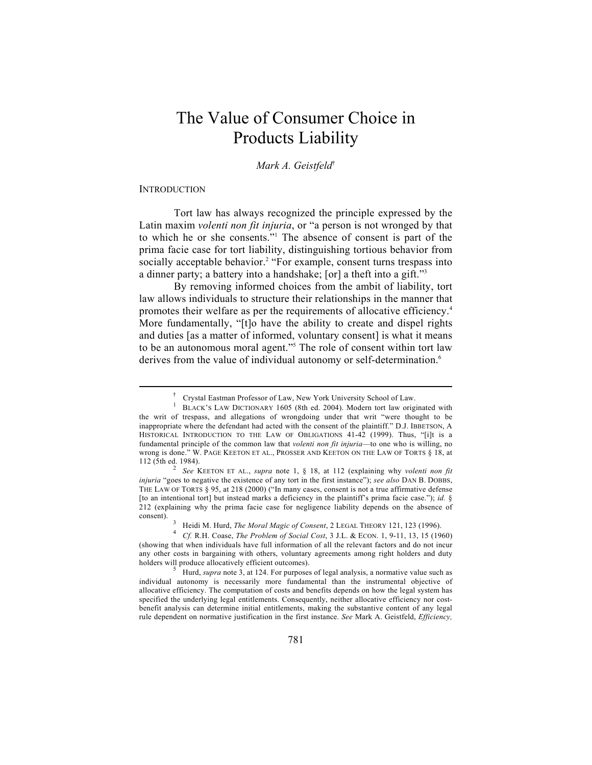# The Value of Consumer Choice in Products Liability

*Mark A. Geistfeld*[†]

INTRODUCTION

Tort law has always recognized the principle expressed by the Latin maxim *volenti non fit injuria*, or "a person is not wronged by that to which he or she consents."[1] The absence of consent is part of the prima facie case for tort liability, distinguishing tortious behavior from socially acceptable behavior.[2] "For example, consent turns trespass into a dinner party; a battery into a handshake; [or] a theft into a gift."[3]

By removing informed choices from the ambit of liability, tort law allows individuals to structure their relationships in the manner that promotes their welfare as per the requirements of allocative efficiency.[4] More fundamentally, "[t]o have the ability to create and dispel rights and duties [as a matter of informed, voluntary consent] is what it means to be an autonomous moral agent."[5] The role of consent within tort law derives from the value of individual autonomy or self-determination.[6]

---

[†] Crystal Eastman Professor of Law, New York University School of Law.

[1] BLACK'S LAW DICTIONARY 1605 (8th ed. 2004). Modern tort law originated with the writ of trespass, and allegations of wrongdoing under that writ "were thought to be inappropriate where the defendant had acted with the consent of the plaintiff." D.J. IBBETSON, A HISTORICAL INTRODUCTION TO THE LAW OF OBLIGATIONS 41-42 (1999). Thus, "[i]t is a fundamental principle of the common law that *volenti non fit injuria*—to one who is willing, no wrong is done." W. PAGE KEETON ET AL., PROSSER AND KEETON ON THE LAW OF TORTS § 18, at 112 (5th ed. 1984).

[2] *See* KEETON ET AL., *supra* note 1, § 18, at 112 (explaining why *volenti non fit injuria* "goes to negative the existence of any tort in the first instance"); *see also* DAN B. DOBBS, THE LAW OF TORTS § 95, at 218 (2000) ("In many cases, consent is not a true affirmative defense [to an intentional tort] but instead marks a deficiency in the plaintiff's prima facie case."); *id.* § 212 (explaining why the prima facie case for negligence liability depends on the absence of consent).

[3] Heidi M. Hurd, *The Moral Magic of Consent*, 2 LEGAL THEORY 121, 123 (1996).

[4] *Cf.* R.H. Coase, *The Problem of Social Cost*, 3 J.L. & ECON. 1, 9-11, 13, 15 (1960) (showing that when individuals have full information of all the relevant factors and do not incur any other costs in bargaining with others, voluntary agreements among right holders and duty holders will produce allocatively efficient outcomes).

[5] Hurd, *supra* note 3, at 124. For purposes of legal analysis, a normative value such as individual autonomy is necessarily more fundamental than the instrumental objective of allocative efficiency. The computation of costs and benefits depends on how the legal system has specified the underlying legal entitlements. Consequently, neither allocative efficiency nor cost-benefit analysis can determine initial entitlements, making the substantive content of any legal rule dependent on normative justification in the first instance. *See* Mark A. Geistfeld, *Efficiency,*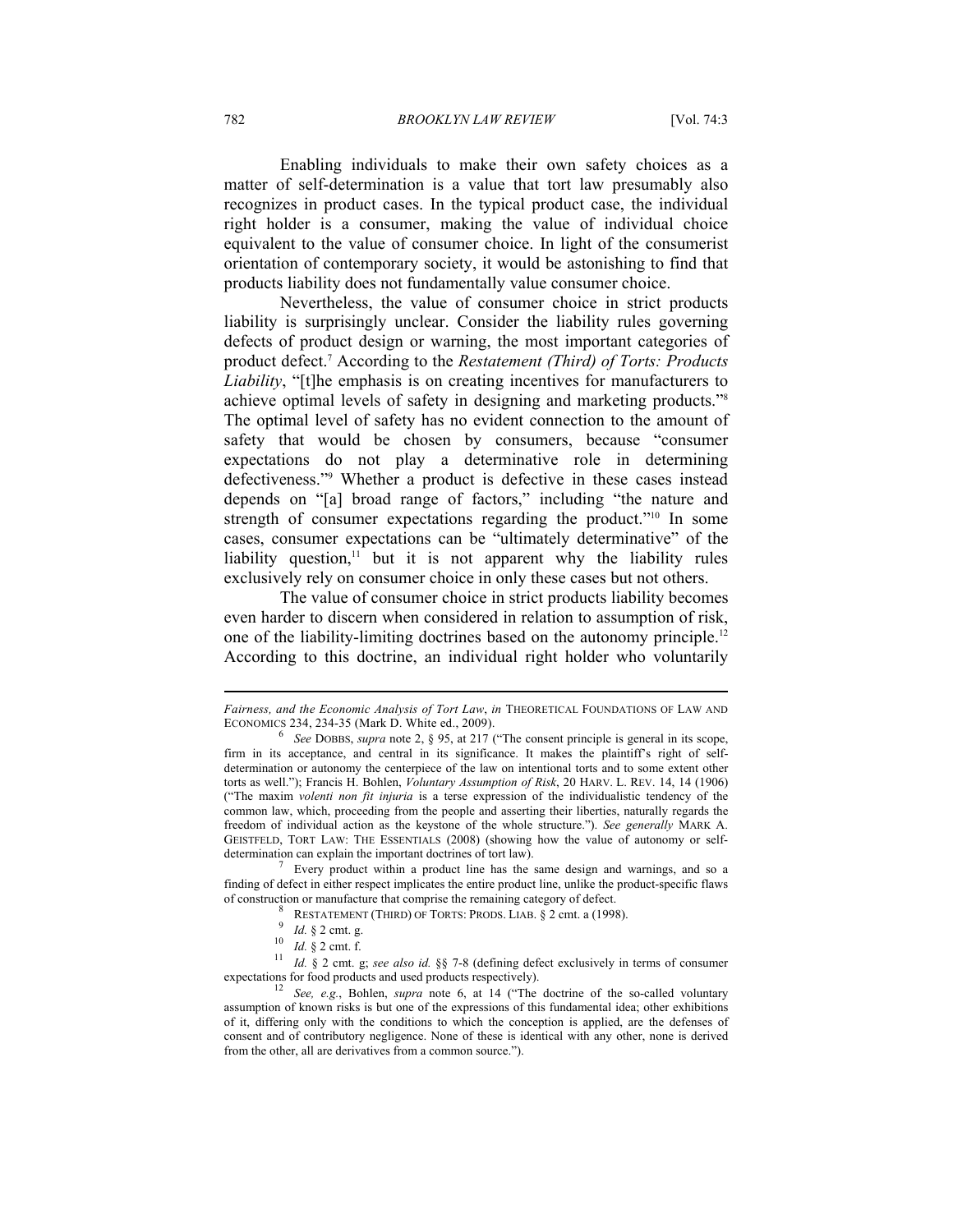Enabling individuals to make their own safety choices as a matter of self-determination is a value that tort law presumably also recognizes in product cases. In the typical product case, the individual right holder is a consumer, making the value of individual choice equivalent to the value of consumer choice. In light of the consumerist orientation of contemporary society, it would be astonishing to find that products liability does not fundamentally value consumer choice.

Nevertheless, the value of consumer choice in strict products liability is surprisingly unclear. Consider the liability rules governing defects of product design or warning, the most important categories of product defect.[7] According to the *Restatement (Third) of Torts: Products Liability*, "[t]he emphasis is on creating incentives for manufacturers to achieve optimal levels of safety in designing and marketing products."[8] The optimal level of safety has no evident connection to the amount of safety that would be chosen by consumers, because "consumer expectations do not play a determinative role in determining defectiveness."[9] Whether a product is defective in these cases instead depends on "[a] broad range of factors," including "the nature and strength of consumer expectations regarding the product."[10] In some cases, consumer expectations can be "ultimately determinative" of the liability question,[11] but it is not apparent why the liability rules exclusively rely on consumer choice in only these cases but not others.

The value of consumer choice in strict products liability becomes even harder to discern when considered in relation to assumption of risk, one of the liability-limiting doctrines based on the autonomy principle.[12] According to this doctrine, an individual right holder who voluntarily

---

*Fairness, and the Economic Analysis of Tort Law*, *in* THEORETICAL FOUNDATIONS OF LAW AND ECONOMICS 234, 234-35 (Mark D. White ed., 2009).

[6] *See* DOBBS, *supra* note 2, § 95, at 217 ("The consent principle is general in its scope, firm in its acceptance, and central in its significance. It makes the plaintiff's right of self-determination or autonomy the centerpiece of the law on intentional torts and to some extent other torts as well."); Francis H. Bohlen, *Voluntary Assumption of Risk*, 20 HARV. L. REV. 14, 14 (1906) ("The maxim *volenti non fit injuria* is a terse expression of the individualistic tendency of the common law, which, proceeding from the people and asserting their liberties, naturally regards the freedom of individual action as the keystone of the whole structure."). *See generally* MARK A. GEISTFELD, TORT LAW: THE ESSENTIALS (2008) (showing how the value of autonomy or self-determination can explain the important doctrines of tort law).

[7] Every product within a product line has the same design and warnings, and so a finding of defect in either respect implicates the entire product line, unlike the product-specific flaws of construction or manufacture that comprise the remaining category of defect.

[8] RESTATEMENT (THIRD) OF TORTS: PRODS. LIAB. § 2 cmt. a (1998).

[9] *Id.* § 2 cmt. g.

[10] *Id.* § 2 cmt. f.

[11] *Id.* § 2 cmt. g; *see also id.* §§ 7-8 (defining defect exclusively in terms of consumer expectations for food products and used products respectively).

[12] *See, e.g.*, Bohlen, *supra* note 6, at 14 ("The doctrine of the so-called voluntary assumption of known risks is but one of the expressions of this fundamental idea; other exhibitions of it, differing only with the conditions to which the conception is applied, are the defenses of consent and of contributory negligence. None of these is identical with any other, none is derived from the other, all are derivatives from a common source.").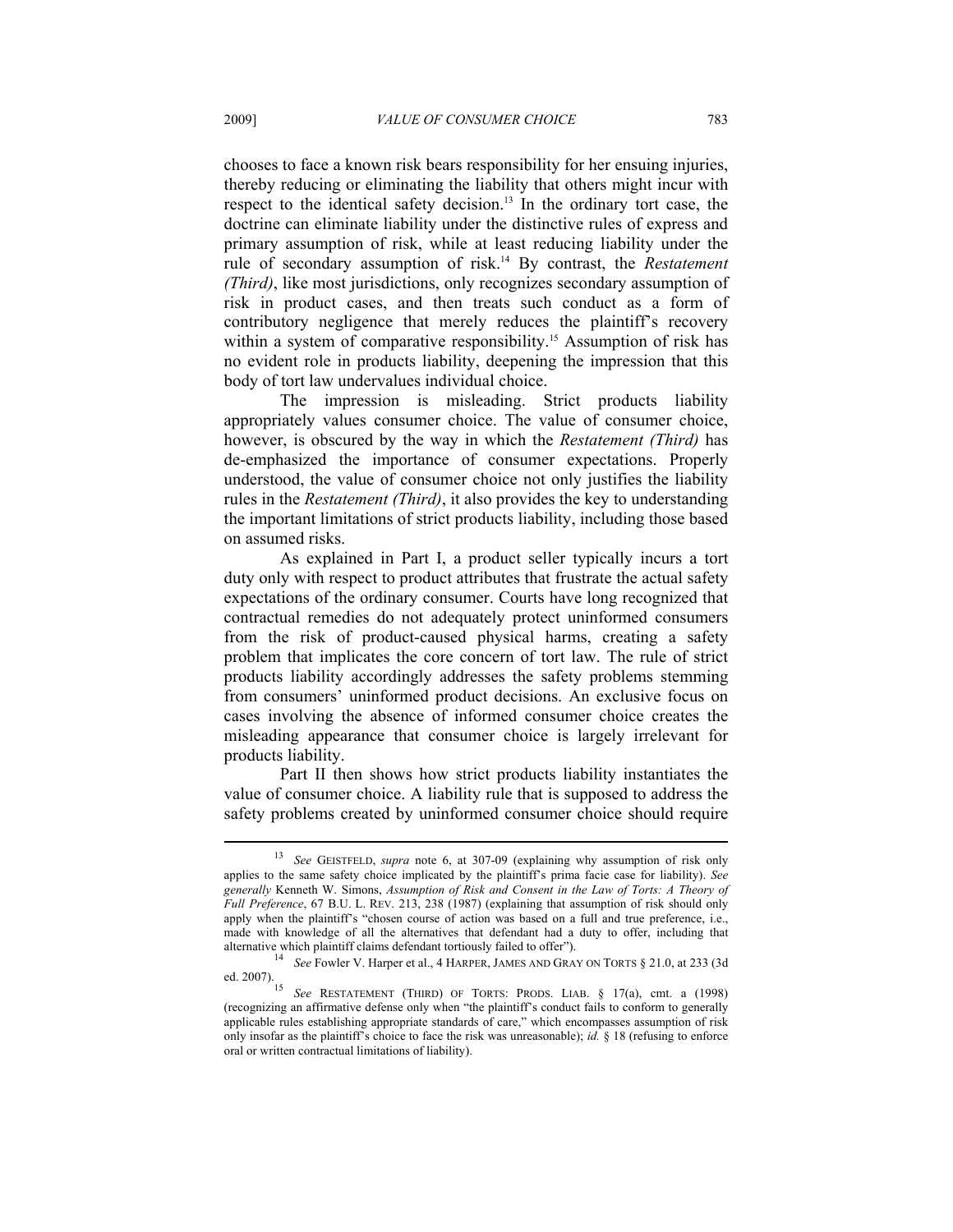chooses to face a known risk bears responsibility for her ensuing injuries, thereby reducing or eliminating the liability that others might incur with respect to the identical safety decision.[13] In the ordinary tort case, the doctrine can eliminate liability under the distinctive rules of express and primary assumption of risk, while at least reducing liability under the rule of secondary assumption of risk.[14] By contrast, the *Restatement (Third)*, like most jurisdictions, only recognizes secondary assumption of risk in product cases, and then treats such conduct as a form of contributory negligence that merely reduces the plaintiff's recovery within a system of comparative responsibility.[15] Assumption of risk has no evident role in products liability, deepening the impression that this body of tort law undervalues individual choice.

The impression is misleading. Strict products liability appropriately values consumer choice. The value of consumer choice, however, is obscured by the way in which the *Restatement (Third)* has de-emphasized the importance of consumer expectations. Properly understood, the value of consumer choice not only justifies the liability rules in the *Restatement (Third)*, it also provides the key to understanding the important limitations of strict products liability, including those based on assumed risks.

As explained in Part I, a product seller typically incurs a tort duty only with respect to product attributes that frustrate the actual safety expectations of the ordinary consumer. Courts have long recognized that contractual remedies do not adequately protect uninformed consumers from the risk of product-caused physical harms, creating a safety problem that implicates the core concern of tort law. The rule of strict products liability accordingly addresses the safety problems stemming from consumers' uninformed product decisions. An exclusive focus on cases involving the absence of informed consumer choice creates the misleading appearance that consumer choice is largely irrelevant for products liability.

Part II then shows how strict products liability instantiates the value of consumer choice. A liability rule that is supposed to address the safety problems created by uninformed consumer choice should require

---

[13] *See* GEISTFELD, *supra* note 6, at 307-09 (explaining why assumption of risk only applies to the same safety choice implicated by the plaintiff's prima facie case for liability). *See generally* Kenneth W. Simons, *Assumption of Risk and Consent in the Law of Torts: A Theory of Full Preference*, 67 B.U. L. REV. 213, 238 (1987) (explaining that assumption of risk should only apply when the plaintiff's "chosen course of action was based on a full and true preference, i.e., made with knowledge of all the alternatives that defendant had a duty to offer, including that alternative which plaintiff claims defendant tortiously failed to offer").

[14] *See* Fowler V. Harper et al., 4 HARPER, JAMES AND GRAY ON TORTS § 21.0, at 233 (3d ed. 2007).

[15] *See* RESTATEMENT (THIRD) OF TORTS: PRODS. LIAB. § 17(a), cmt. a (1998) (recognizing an affirmative defense only when "the plaintiff's conduct fails to conform to generally applicable rules establishing appropriate standards of care," which encompasses assumption of risk only insofar as the plaintiff's choice to face the risk was unreasonable); *id.* § 18 (refusing to enforce oral or written contractual limitations of liability).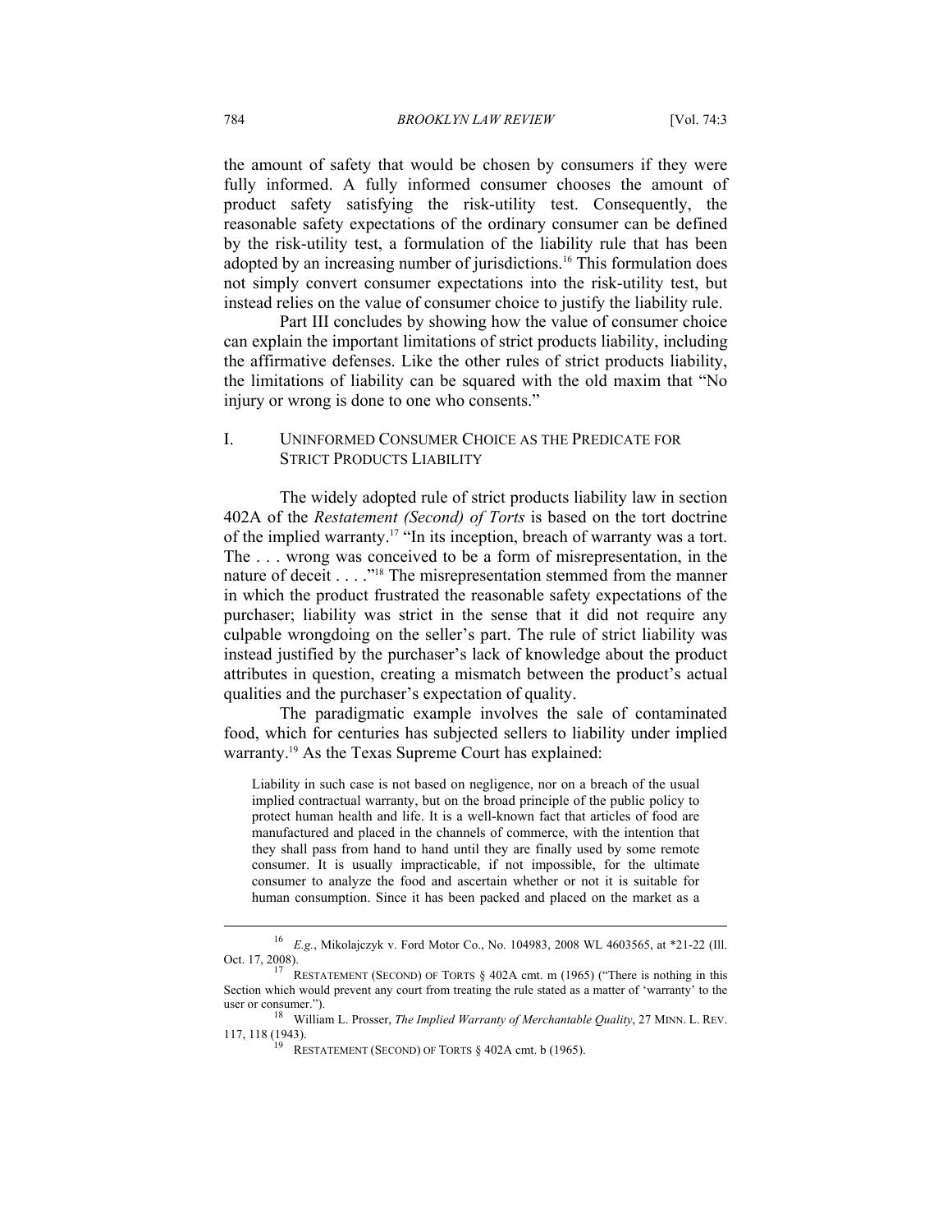the amount of safety that would be chosen by consumers if they were fully informed. A fully informed consumer chooses the amount of product safety satisfying the risk-utility test. Consequently, the reasonable safety expectations of the ordinary consumer can be defined by the risk-utility test, a formulation of the liability rule that has been adopted by an increasing number of jurisdictions.[16] This formulation does not simply convert consumer expectations into the risk-utility test, but instead relies on the value of consumer choice to justify the liability rule.

Part III concludes by showing how the value of consumer choice can explain the important limitations of strict products liability, including the affirmative defenses. Like the other rules of strict products liability, the limitations of liability can be squared with the old maxim that "No injury or wrong is done to one who consents."

## I. UNINFORMED CONSUMER CHOICE AS THE PREDICATE FOR STRICT PRODUCTS LIABILITY

The widely adopted rule of strict products liability law in section 402A of the *Restatement (Second) of Torts* is based on the tort doctrine of the implied warranty.[17] "In its inception, breach of warranty was a tort. The . . . wrong was conceived to be a form of misrepresentation, in the nature of deceit . . . ."[18] The misrepresentation stemmed from the manner in which the product frustrated the reasonable safety expectations of the purchaser; liability was strict in the sense that it did not require any culpable wrongdoing on the seller's part. The rule of strict liability was instead justified by the purchaser's lack of knowledge about the product attributes in question, creating a mismatch between the product's actual qualities and the purchaser's expectation of quality.

The paradigmatic example involves the sale of contaminated food, which for centuries has subjected sellers to liability under implied warranty.[19] As the Texas Supreme Court has explained:

> Liability in such case is not based on negligence, nor on a breach of the usual implied contractual warranty, but on the broad principle of the public policy to protect human health and life. It is a well-known fact that articles of food are manufactured and placed in the channels of commerce, with the intention that they shall pass from hand to hand until they are finally used by some remote consumer. It is usually impracticable, if not impossible, for the ultimate consumer to analyze the food and ascertain whether or not it is suitable for human consumption. Since it has been packed and placed on the market as a

---

[16] *E.g.*, Mikolajczyk v. Ford Motor Co., No. 104983, 2008 WL 4603565, at *21-22 (Ill. Oct. 17, 2008).

[17] RESTATEMENT (SECOND) OF TORTS § 402A cmt. m (1965) ("There is nothing in this Section which would prevent any court from treating the rule stated as a matter of 'warranty' to the user or consumer.").

[18] William L. Prosser, *The Implied Warranty of Merchantable Quality*, 27 MINN. L. REV. 117, 118 (1943).

[19] RESTATEMENT (SECOND) OF TORTS § 402A cmt. b (1965).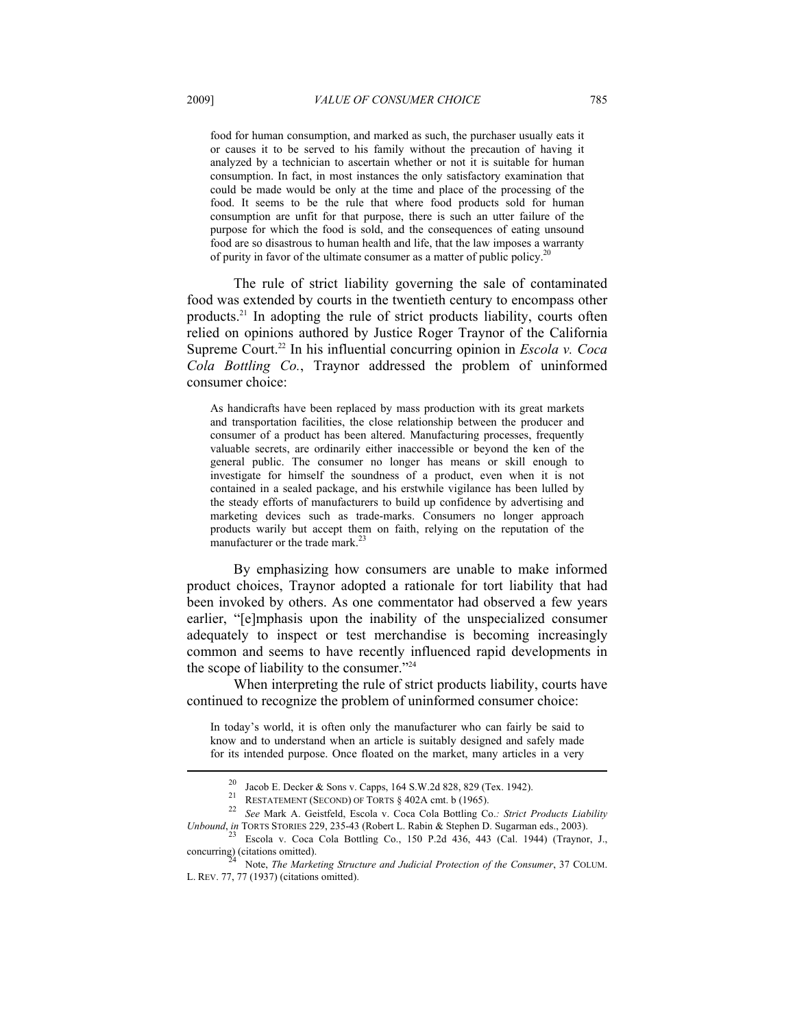> food for human consumption, and marked as such, the purchaser usually eats it or causes it to be served to his family without the precaution of having it analyzed by a technician to ascertain whether or not it is suitable for human consumption. In fact, in most instances the only satisfactory examination that could be made would be only at the time and place of the processing of the food. It seems to be the rule that where food products sold for human consumption are unfit for that purpose, there is such an utter failure of the purpose for which the food is sold, and the consequences of eating unsound food are so disastrous to human health and life, that the law imposes a warranty of purity in favor of the ultimate consumer as a matter of public policy.[20]

The rule of strict liability governing the sale of contaminated food was extended by courts in the twentieth century to encompass other products.[21] In adopting the rule of strict products liability, courts often relied on opinions authored by Justice Roger Traynor of the California Supreme Court.[22] In his influential concurring opinion in *Escola v. Coca Cola Bottling Co.*, Traynor addressed the problem of uninformed consumer choice:

> As handicrafts have been replaced by mass production with its great markets and transportation facilities, the close relationship between the producer and consumer of a product has been altered. Manufacturing processes, frequently valuable secrets, are ordinarily either inaccessible or beyond the ken of the general public. The consumer no longer has means or skill enough to investigate for himself the soundness of a product, even when it is not contained in a sealed package, and his erstwhile vigilance has been lulled by the steady efforts of manufacturers to build up confidence by advertising and marketing devices such as trade-marks. Consumers no longer approach products warily but accept them on faith, relying on the reputation of the manufacturer or the trade mark.[23]

By emphasizing how consumers are unable to make informed product choices, Traynor adopted a rationale for tort liability that had been invoked by others. As one commentator had observed a few years earlier, "[e]mphasis upon the inability of the unspecialized consumer adequately to inspect or test merchandise is becoming increasingly common and seems to have recently influenced rapid developments in the scope of liability to the consumer."[24]

When interpreting the rule of strict products liability, courts have continued to recognize the problem of uninformed consumer choice:

> In today's world, it is often only the manufacturer who can fairly be said to know and to understand when an article is suitably designed and safely made for its intended purpose. Once floated on the market, many articles in a very

---

[20] Jacob E. Decker & Sons v. Capps, 164 S.W.2d 828, 829 (Tex. 1942).

[21] RESTATEMENT (SECOND) OF TORTS § 402A cmt. b (1965).

[22] *See* Mark A. Geistfeld, Escola v. Coca Cola Bottling Co.*: Strict Products Liability Unbound*, *in* TORTS STORIES 229, 235-43 (Robert L. Rabin & Stephen D. Sugarman eds., 2003).

[23] Escola v. Coca Cola Bottling Co., 150 P.2d 436, 443 (Cal. 1944) (Traynor, J., concurring) (citations omitted).

[24] Note, *The Marketing Structure and Judicial Protection of the Consumer*, 37 COLUM. L. REV. 77, 77 (1937) (citations omitted).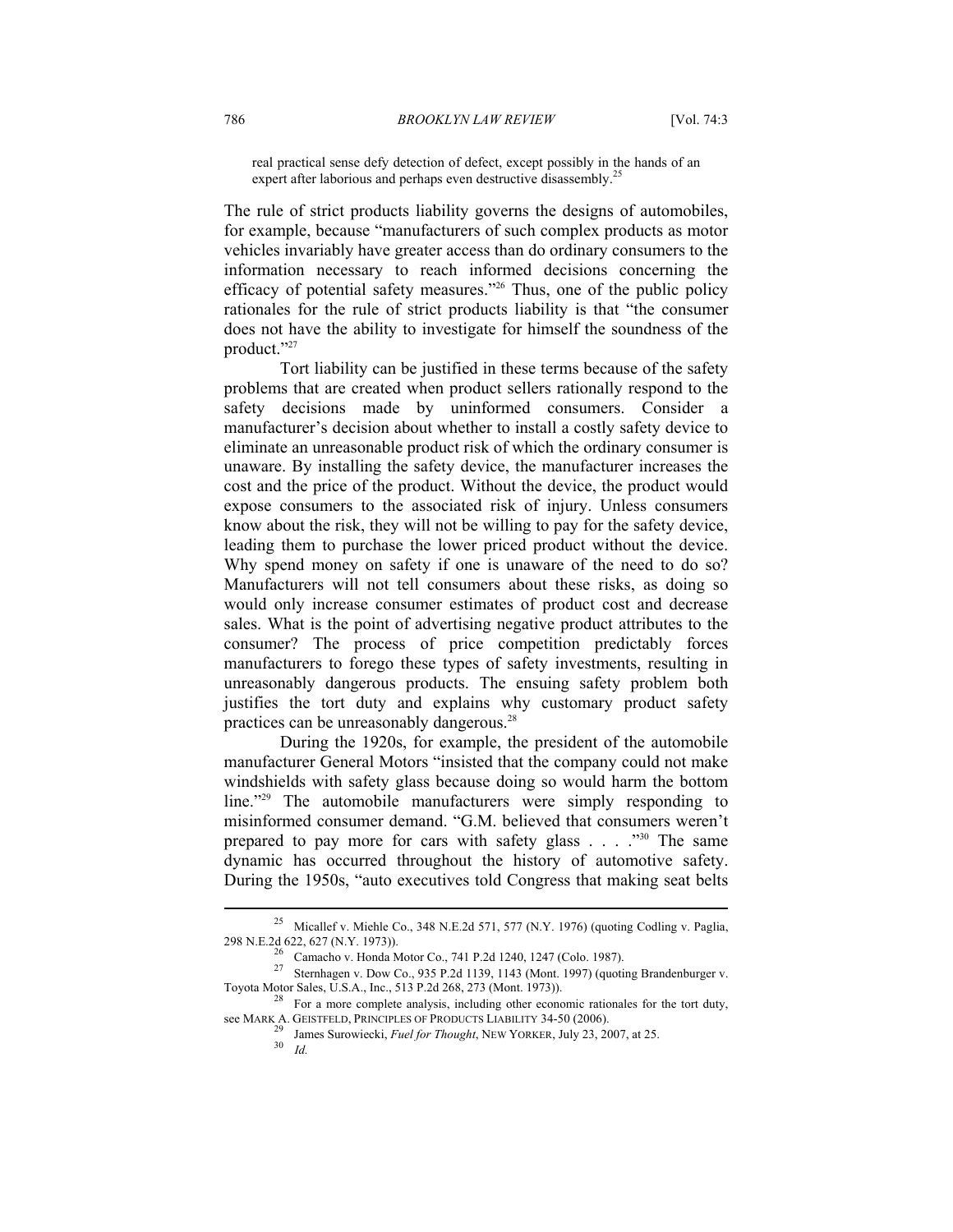real practical sense defy detection of defect, except possibly in the hands of an expert after laborious and perhaps even destructive disassembly.[25]

The rule of strict products liability governs the designs of automobiles, for example, because "manufacturers of such complex products as motor vehicles invariably have greater access than do ordinary consumers to the information necessary to reach informed decisions concerning the efficacy of potential safety measures."[26] Thus, one of the public policy rationales for the rule of strict products liability is that "the consumer does not have the ability to investigate for himself the soundness of the product."[27]

Tort liability can be justified in these terms because of the safety problems that are created when product sellers rationally respond to the safety decisions made by uninformed consumers. Consider a manufacturer's decision about whether to install a costly safety device to eliminate an unreasonable product risk of which the ordinary consumer is unaware. By installing the safety device, the manufacturer increases the cost and the price of the product. Without the device, the product would expose consumers to the associated risk of injury. Unless consumers know about the risk, they will not be willing to pay for the safety device, leading them to purchase the lower priced product without the device. Why spend money on safety if one is unaware of the need to do so? Manufacturers will not tell consumers about these risks, as doing so would only increase consumer estimates of product cost and decrease sales. What is the point of advertising negative product attributes to the consumer? The process of price competition predictably forces manufacturers to forego these types of safety investments, resulting in unreasonably dangerous products. The ensuing safety problem both justifies the tort duty and explains why customary product safety practices can be unreasonably dangerous.[28]

During the 1920s, for example, the president of the automobile manufacturer General Motors "insisted that the company could not make windshields with safety glass because doing so would harm the bottom line."[29] The automobile manufacturers were simply responding to misinformed consumer demand. "G.M. believed that consumers weren't prepared to pay more for cars with safety glass . . . ."[30] The same dynamic has occurred throughout the history of automotive safety. During the 1950s, "auto executives told Congress that making seat belts

---

[25] Micallef v. Miehle Co., 348 N.E.2d 571, 577 (N.Y. 1976) (quoting Codling v. Paglia, 298 N.E.2d 622, 627 (N.Y. 1973)).

[26] Camacho v. Honda Motor Co., 741 P.2d 1240, 1247 (Colo. 1987).

[27] Sternhagen v. Dow Co., 935 P.2d 1139, 1143 (Mont. 1997) (quoting Brandenburger v. Toyota Motor Sales, U.S.A., Inc., 513 P.2d 268, 273 (Mont. 1973)).

[28] For a more complete analysis, including other economic rationales for the tort duty, see MARK A. GEISTFELD, PRINCIPLES OF PRODUCTS LIABILITY 34-50 (2006).

[29] James Surowiecki, *Fuel for Thought*, NEW YORKER, July 23, 2007, at 25.

[30] *Id.*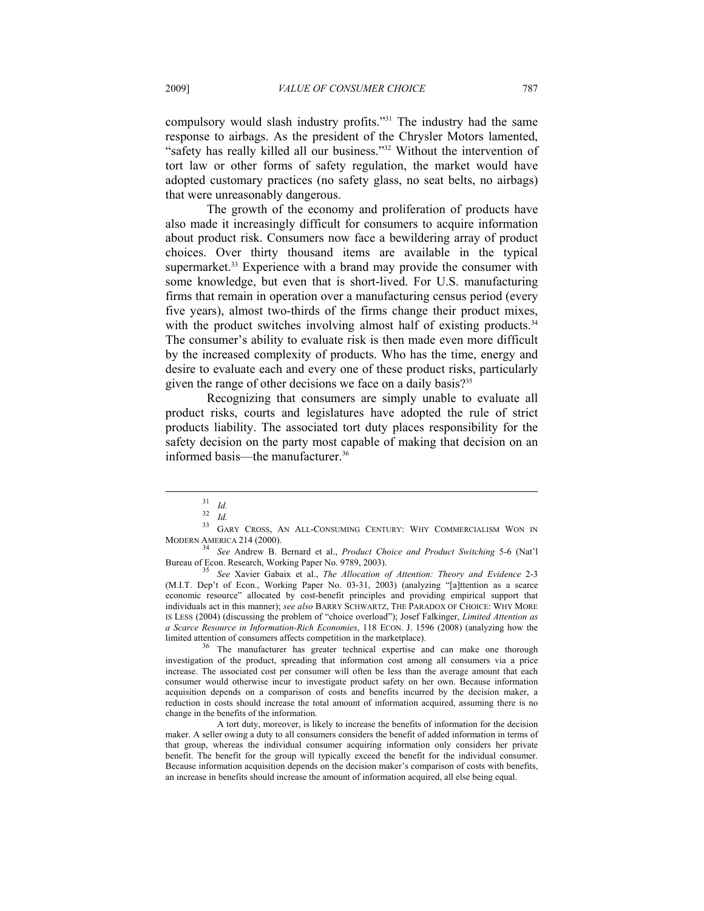compulsory would slash industry profits."[31] The industry had the same response to airbags. As the president of the Chrysler Motors lamented, "safety has really killed all our business."[32] Without the intervention of tort law or other forms of safety regulation, the market would have adopted customary practices (no safety glass, no seat belts, no airbags) that were unreasonably dangerous.

The growth of the economy and proliferation of products have also made it increasingly difficult for consumers to acquire information about product risk. Consumers now face a bewildering array of product choices. Over thirty thousand items are available in the typical supermarket.[33] Experience with a brand may provide the consumer with some knowledge, but even that is short-lived. For U.S. manufacturing firms that remain in operation over a manufacturing census period (every five years), almost two-thirds of the firms change their product mixes, with the product switches involving almost half of existing products.[34] The consumer's ability to evaluate risk is then made even more difficult by the increased complexity of products. Who has the time, energy and desire to evaluate each and every one of these product risks, particularly given the range of other decisions we face on a daily basis?[35]

Recognizing that consumers are simply unable to evaluate all product risks, courts and legislatures have adopted the rule of strict products liability. The associated tort duty places responsibility for the safety decision on the party most capable of making that decision on an informed basis—the manufacturer.[36]

---

[31] *Id.*

[32] *Id.*

[33] GARY CROSS, AN ALL-CONSUMING CENTURY: WHY COMMERCIALISM WON IN MODERN AMERICA 214 (2000).

[34] *See* Andrew B. Bernard et al., *Product Choice and Product Switching* 5-6 (Nat'l Bureau of Econ. Research, Working Paper No. 9789, 2003).

[35] *See* Xavier Gabaix et al., *The Allocation of Attention: Theory and Evidence* 2-3 (M.I.T. Dep't of Econ., Working Paper No. 03-31, 2003) (analyzing "[a]ttention as a scarce economic resource" allocated by cost-benefit principles and providing empirical support that individuals act in this manner); *see also* BARRY SCHWARTZ, THE PARADOX OF CHOICE: WHY MORE IS LESS (2004) (discussing the problem of "choice overload"); Josef Falkinger, *Limited Attention as a Scarce Resource in Information-Rich Economies*, 118 ECON. J. 1596 (2008) (analyzing how the limited attention of consumers affects competition in the marketplace).

[36] The manufacturer has greater technical expertise and can make one thorough investigation of the product, spreading that information cost among all consumers via a price increase. The associated cost per consumer will often be less than the average amount that each consumer would otherwise incur to investigate product safety on her own. Because information acquisition depends on a comparison of costs and benefits incurred by the decision maker, a reduction in costs should increase the total amount of information acquired, assuming there is no change in the benefits of the information.

A tort duty, moreover, is likely to increase the benefits of information for the decision maker. A seller owing a duty to all consumers considers the benefit of added information in terms of that group, whereas the individual consumer acquiring information only considers her private benefit. The benefit for the group will typically exceed the benefit for the individual consumer. Because information acquisition depends on the decision maker's comparison of costs with benefits, an increase in benefits should increase the amount of information acquired, all else being equal.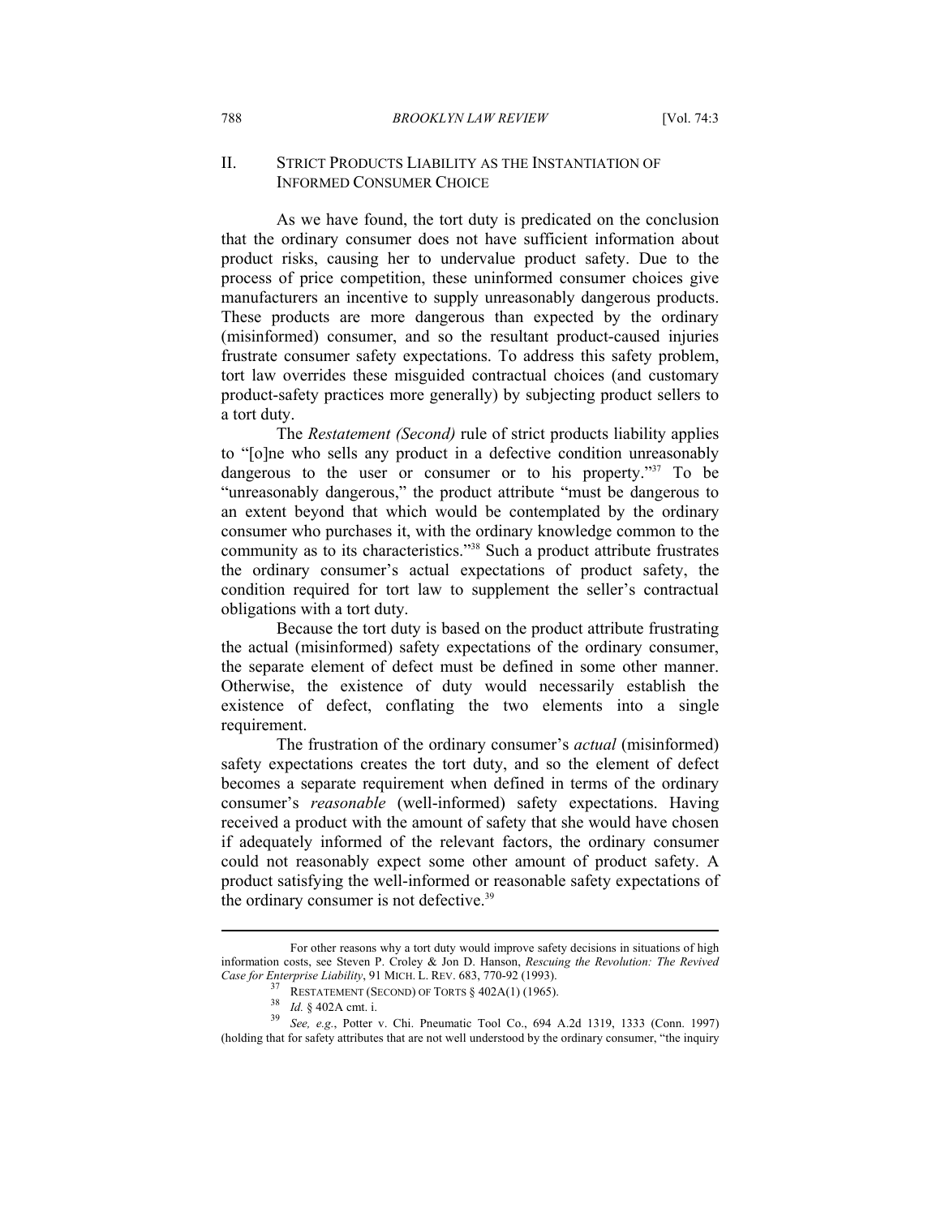## II. Strict Products Liability as the Instantiation of Informed Consumer Choice

As we have found, the tort duty is predicated on the conclusion that the ordinary consumer does not have sufficient information about product risks, causing her to undervalue product safety. Due to the process of price competition, these uninformed consumer choices give manufacturers an incentive to supply unreasonably dangerous products. These products are more dangerous than expected by the ordinary (misinformed) consumer, and so the resultant product-caused injuries frustrate consumer safety expectations. To address this safety problem, tort law overrides these misguided contractual choices (and customary product-safety practices more generally) by subjecting product sellers to a tort duty.

The *Restatement (Second)* rule of strict products liability applies to "[o]ne who sells any product in a defective condition unreasonably dangerous to the user or consumer or to his property."[37] To be "unreasonably dangerous," the product attribute "must be dangerous to an extent beyond that which would be contemplated by the ordinary consumer who purchases it, with the ordinary knowledge common to the community as to its characteristics."[38] Such a product attribute frustrates the ordinary consumer's actual expectations of product safety, the condition required for tort law to supplement the seller's contractual obligations with a tort duty.

Because the tort duty is based on the product attribute frustrating the actual (misinformed) safety expectations of the ordinary consumer, the separate element of defect must be defined in some other manner. Otherwise, the existence of duty would necessarily establish the existence of defect, conflating the two elements into a single requirement.

The frustration of the ordinary consumer's *actual* (misinformed) safety expectations creates the tort duty, and so the element of defect becomes a separate requirement when defined in terms of the ordinary consumer's *reasonable* (well-informed) safety expectations. Having received a product with the amount of safety that she would have chosen if adequately informed of the relevant factors, the ordinary consumer could not reasonably expect some other amount of product safety. A product satisfying the well-informed or reasonable safety expectations of the ordinary consumer is not defective.[39]

---

For other reasons why a tort duty would improve safety decisions in situations of high information costs, see Steven P. Croley & Jon D. Hanson, *Rescuing the Revolution: The Revived Case for Enterprise Liability*, 91 MICH. L. REV. 683, 770-92 (1993).

[37] RESTATEMENT (SECOND) OF TORTS § 402A(1) (1965).

[38] *Id.* § 402A cmt. i.

[39] *See, e.g.*, Potter v. Chi. Pneumatic Tool Co., 694 A.2d 1319, 1333 (Conn. 1997) (holding that for safety attributes that are not well understood by the ordinary consumer, "the inquiry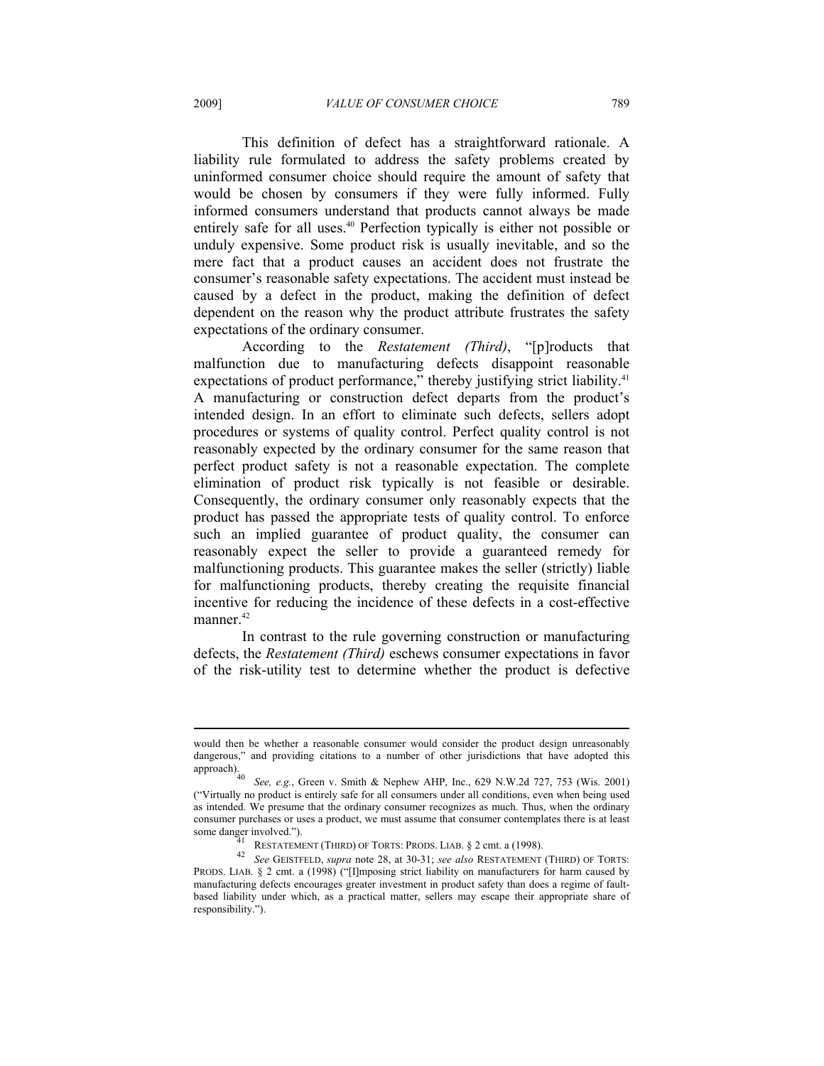This definition of defect has a straightforward rationale. A liability rule formulated to address the safety problems created by uninformed consumer choice should require the amount of safety that would be chosen by consumers if they were fully informed. Fully informed consumers understand that products cannot always be made entirely safe for all uses.[40] Perfection typically is either not possible or unduly expensive. Some product risk is usually inevitable, and so the mere fact that a product causes an accident does not frustrate the consumer's reasonable safety expectations. The accident must instead be caused by a defect in the product, making the definition of defect dependent on the reason why the product attribute frustrates the safety expectations of the ordinary consumer.

According to the *Restatement (Third)*, "[p]roducts that malfunction due to manufacturing defects disappoint reasonable expectations of product performance," thereby justifying strict liability.[41] A manufacturing or construction defect departs from the product's intended design. In an effort to eliminate such defects, sellers adopt procedures or systems of quality control. Perfect quality control is not reasonably expected by the ordinary consumer for the same reason that perfect product safety is not a reasonable expectation. The complete elimination of product risk typically is not feasible or desirable. Consequently, the ordinary consumer only reasonably expects that the product has passed the appropriate tests of quality control. To enforce such an implied guarantee of product quality, the consumer can reasonably expect the seller to provide a guaranteed remedy for malfunctioning products. This guarantee makes the seller (strictly) liable for malfunctioning products, thereby creating the requisite financial incentive for reducing the incidence of these defects in a cost-effective manner.[42]

In contrast to the rule governing construction or manufacturing defects, the *Restatement (Third)* eschews consumer expectations in favor of the risk-utility test to determine whether the product is defective

---

would then be whether a reasonable consumer would consider the product design unreasonably dangerous," and providing citations to a number of other jurisdictions that have adopted this approach).

[40] *See, e.g.*, Green v. Smith & Nephew AHP, Inc., 629 N.W.2d 727, 753 (Wis. 2001) ("Virtually no product is entirely safe for all consumers under all conditions, even when being used as intended. We presume that the ordinary consumer recognizes as much. Thus, when the ordinary consumer purchases or uses a product, we must assume that consumer contemplates there is at least some danger involved.").

[41] RESTATEMENT (THIRD) OF TORTS: PRODS. LIAB. § 2 cmt. a (1998).

[42] *See* GEISTFELD, *supra* note 28, at 30-31; *see also* RESTATEMENT (THIRD) OF TORTS: PRODS. LIAB. § 2 cmt. a (1998) ("[I]mposing strict liability on manufacturers for harm caused by manufacturing defects encourages greater investment in product safety than does a regime of fault-based liability under which, as a practical matter, sellers may escape their appropriate share of responsibility.").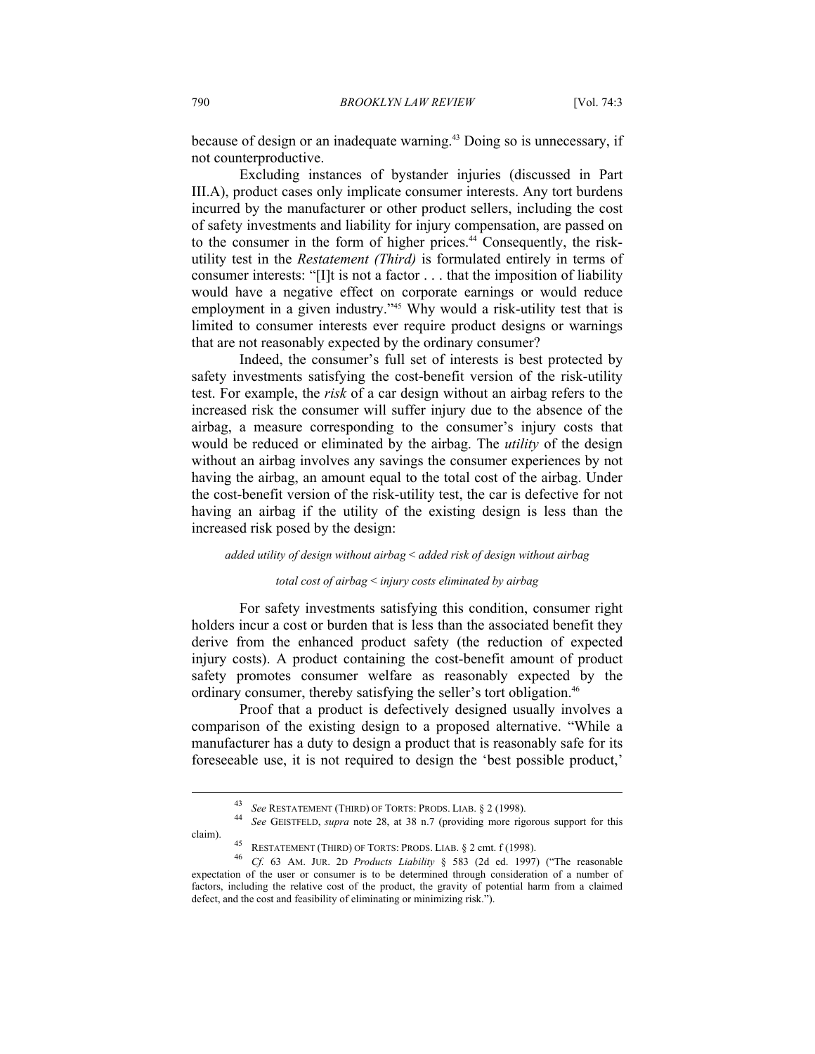because of design or an inadequate warning.[43] Doing so is unnecessary, if not counterproductive.

Excluding instances of bystander injuries (discussed in Part III.A), product cases only implicate consumer interests. Any tort burdens incurred by the manufacturer or other product sellers, including the cost of safety investments and liability for injury compensation, are passed on to the consumer in the form of higher prices.[44] Consequently, the risk-utility test in the *Restatement (Third)* is formulated entirely in terms of consumer interests: "[I]t is not a factor . . . that the imposition of liability would have a negative effect on corporate earnings or would reduce employment in a given industry."[45] Why would a risk-utility test that is limited to consumer interests ever require product designs or warnings that are not reasonably expected by the ordinary consumer?

Indeed, the consumer's full set of interests is best protected by safety investments satisfying the cost-benefit version of the risk-utility test. For example, the *risk* of a car design without an airbag refers to the increased risk the consumer will suffer injury due to the absence of the airbag, a measure corresponding to the consumer's injury costs that would be reduced or eliminated by the airbag. The *utility* of the design without an airbag involves any savings the consumer experiences by not having the airbag, an amount equal to the total cost of the airbag. Under the cost-benefit version of the risk-utility test, the car is defective for not having an airbag if the utility of the existing design is less than the increased risk posed by the design:

*added utility of design without airbag < added risk of design without airbag*

*total cost of airbag < injury costs eliminated by airbag*

For safety investments satisfying this condition, consumer right holders incur a cost or burden that is less than the associated benefit they derive from the enhanced product safety (the reduction of expected injury costs). A product containing the cost-benefit amount of product safety promotes consumer welfare as reasonably expected by the ordinary consumer, thereby satisfying the seller's tort obligation.[46]

Proof that a product is defectively designed usually involves a comparison of the existing design to a proposed alternative. "While a manufacturer has a duty to design a product that is reasonably safe for its foreseeable use, it is not required to design the 'best possible product,'

---

[43] *See* RESTATEMENT (THIRD) OF TORTS: PRODS. LIAB. § 2 (1998).

[44] *See* GEISTFELD, *supra* note 28, at 38 n.7 (providing more rigorous support for this claim).

[45] RESTATEMENT (THIRD) OF TORTS: PRODS. LIAB. § 2 cmt. f (1998).

[46] *Cf.* 63 AM. JUR. 2D *Products Liability* § 583 (2d ed. 1997) ("The reasonable expectation of the user or consumer is to be determined through consideration of a number of factors, including the relative cost of the product, the gravity of potential harm from a claimed defect, and the cost and feasibility of eliminating or minimizing risk.").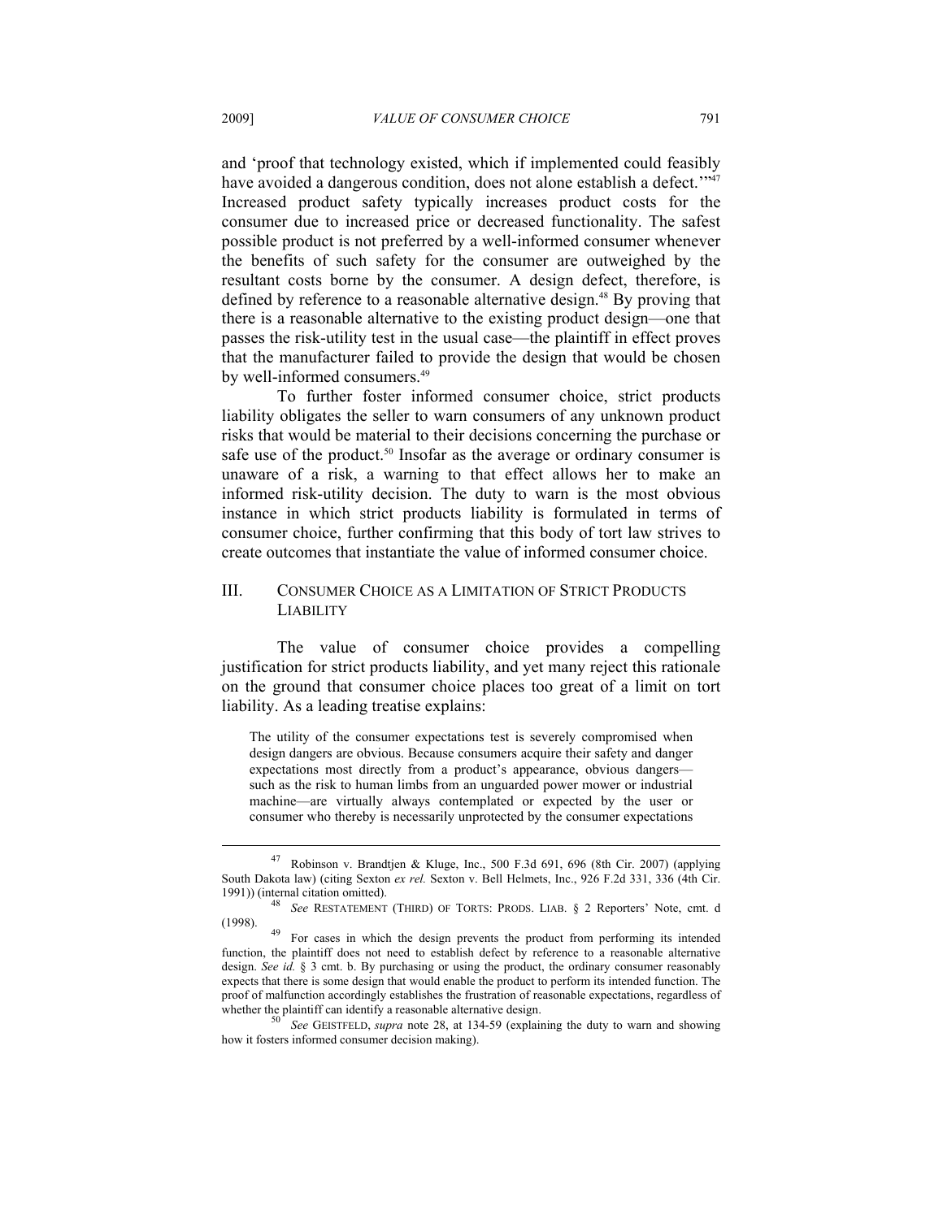and 'proof that technology existed, which if implemented could feasibly have avoided a dangerous condition, does not alone establish a defect.'"[47] Increased product safety typically increases product costs for the consumer due to increased price or decreased functionality. The safest possible product is not preferred by a well-informed consumer whenever the benefits of such safety for the consumer are outweighed by the resultant costs borne by the consumer. A design defect, therefore, is defined by reference to a reasonable alternative design.[48] By proving that there is a reasonable alternative to the existing product design—one that passes the risk-utility test in the usual case—the plaintiff in effect proves that the manufacturer failed to provide the design that would be chosen by well-informed consumers.[49]

To further foster informed consumer choice, strict products liability obligates the seller to warn consumers of any unknown product risks that would be material to their decisions concerning the purchase or safe use of the product.[50] Insofar as the average or ordinary consumer is unaware of a risk, a warning to that effect allows her to make an informed risk-utility decision. The duty to warn is the most obvious instance in which strict products liability is formulated in terms of consumer choice, further confirming that this body of tort law strives to create outcomes that instantiate the value of informed consumer choice.

## III. CONSUMER CHOICE AS A LIMITATION OF STRICT PRODUCTS LIABILITY

The value of consumer choice provides a compelling justification for strict products liability, and yet many reject this rationale on the ground that consumer choice places too great of a limit on tort liability. As a leading treatise explains:

> The utility of the consumer expectations test is severely compromised when design dangers are obvious. Because consumers acquire their safety and danger expectations most directly from a product's appearance, obvious dangers—such as the risk to human limbs from an unguarded power mower or industrial machine—are virtually always contemplated or expected by the user or consumer who thereby is necessarily unprotected by the consumer expectations

---

[47] Robinson v. Brandtjen & Kluge, Inc., 500 F.3d 691, 696 (8th Cir. 2007) (applying South Dakota law) (citing Sexton *ex rel.* Sexton v. Bell Helmets, Inc., 926 F.2d 331, 336 (4th Cir. 1991)) (internal citation omitted).

[48] *See* RESTATEMENT (THIRD) OF TORTS: PRODS. LIAB. § 2 Reporters' Note, cmt. d (1998).

[49] For cases in which the design prevents the product from performing its intended function, the plaintiff does not need to establish defect by reference to a reasonable alternative design. *See id.* § 3 cmt. b. By purchasing or using the product, the ordinary consumer reasonably expects that there is some design that would enable the product to perform its intended function. The proof of malfunction accordingly establishes the frustration of reasonable expectations, regardless of whether the plaintiff can identify a reasonable alternative design.

[50] *See* GEISTFELD, *supra* note 28, at 134-59 (explaining the duty to warn and showing how it fosters informed consumer decision making).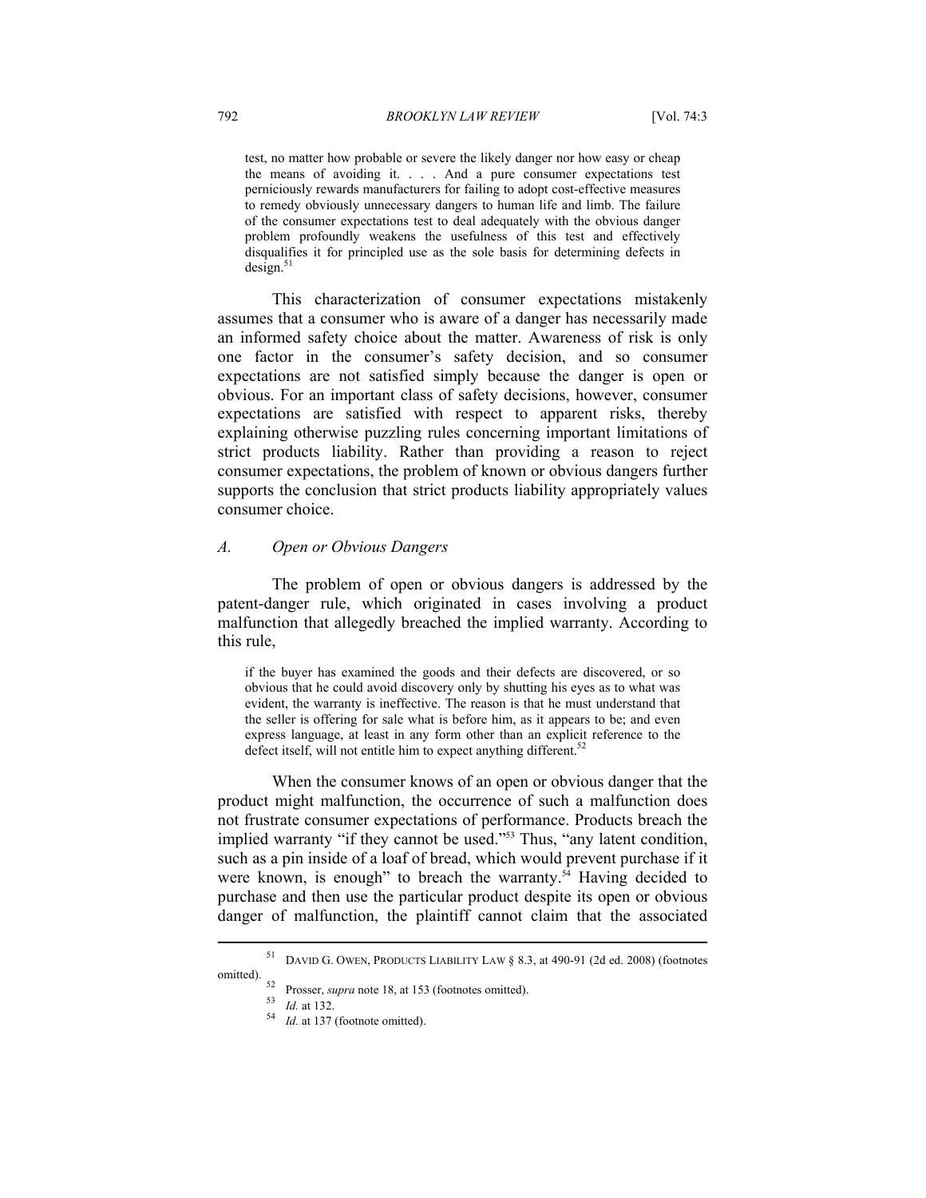> test, no matter how probable or severe the likely danger nor how easy or cheap the means of avoiding it. . . . And a pure consumer expectations test perniciously rewards manufacturers for failing to adopt cost-effective measures to remedy obviously unnecessary dangers to human life and limb. The failure of the consumer expectations test to deal adequately with the obvious danger problem profoundly weakens the usefulness of this test and effectively disqualifies it for principled use as the sole basis for determining defects in design.[51]

This characterization of consumer expectations mistakenly assumes that a consumer who is aware of a danger has necessarily made an informed safety choice about the matter. Awareness of risk is only one factor in the consumer's safety decision, and so consumer expectations are not satisfied simply because the danger is open or obvious. For an important class of safety decisions, however, consumer expectations are satisfied with respect to apparent risks, thereby explaining otherwise puzzling rules concerning important limitations of strict products liability. Rather than providing a reason to reject consumer expectations, the problem of known or obvious dangers further supports the conclusion that strict products liability appropriately values consumer choice.

### *A. Open or Obvious Dangers*

The problem of open or obvious dangers is addressed by the patent-danger rule, which originated in cases involving a product malfunction that allegedly breached the implied warranty. According to this rule,

> if the buyer has examined the goods and their defects are discovered, or so obvious that he could avoid discovery only by shutting his eyes as to what was evident, the warranty is ineffective. The reason is that he must understand that the seller is offering for sale what is before him, as it appears to be; and even express language, at least in any form other than an explicit reference to the defect itself, will not entitle him to expect anything different.[52]

When the consumer knows of an open or obvious danger that the product might malfunction, the occurrence of such a malfunction does not frustrate consumer expectations of performance. Products breach the implied warranty "if they cannot be used."[53] Thus, "any latent condition, such as a pin inside of a loaf of bread, which would prevent purchase if it were known, is enough" to breach the warranty.[54] Having decided to purchase and then use the particular product despite its open or obvious danger of malfunction, the plaintiff cannot claim that the associated

---

[51] DAVID G. OWEN, PRODUCTS LIABILITY LAW § 8.3, at 490-91 (2d ed. 2008) (footnotes omitted).

[52] Prosser, *supra* note 18, at 153 (footnotes omitted).

[53] *Id.* at 132.

[54] *Id.* at 137 (footnote omitted).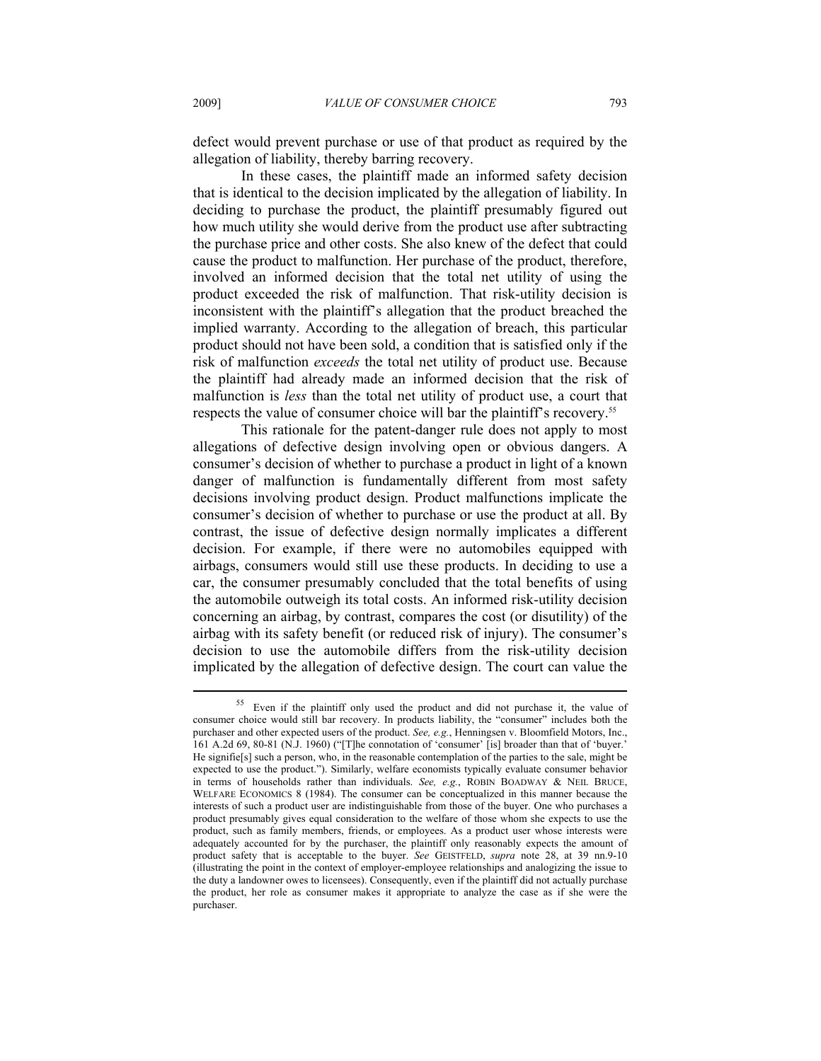defect would prevent purchase or use of that product as required by the allegation of liability, thereby barring recovery.

In these cases, the plaintiff made an informed safety decision that is identical to the decision implicated by the allegation of liability. In deciding to purchase the product, the plaintiff presumably figured out how much utility she would derive from the product use after subtracting the purchase price and other costs. She also knew of the defect that could cause the product to malfunction. Her purchase of the product, therefore, involved an informed decision that the total net utility of using the product exceeded the risk of malfunction. That risk-utility decision is inconsistent with the plaintiff's allegation that the product breached the implied warranty. According to the allegation of breach, this particular product should not have been sold, a condition that is satisfied only if the risk of malfunction *exceeds* the total net utility of product use. Because the plaintiff had already made an informed decision that the risk of malfunction is *less* than the total net utility of product use, a court that respects the value of consumer choice will bar the plaintiff's recovery.[55]

This rationale for the patent-danger rule does not apply to most allegations of defective design involving open or obvious dangers. A consumer's decision of whether to purchase a product in light of a known danger of malfunction is fundamentally different from most safety decisions involving product design. Product malfunctions implicate the consumer's decision of whether to purchase or use the product at all. By contrast, the issue of defective design normally implicates a different decision. For example, if there were no automobiles equipped with airbags, consumers would still use these products. In deciding to use a car, the consumer presumably concluded that the total benefits of using the automobile outweigh its total costs. An informed risk-utility decision concerning an airbag, by contrast, compares the cost (or disutility) of the airbag with its safety benefit (or reduced risk of injury). The consumer's decision to use the automobile differs from the risk-utility decision implicated by the allegation of defective design. The court can value the

---

[55] Even if the plaintiff only used the product and did not purchase it, the value of consumer choice would still bar recovery. In products liability, the "consumer" includes both the purchaser and other expected users of the product. *See, e.g.*, Henningsen v. Bloomfield Motors, Inc., 161 A.2d 69, 80-81 (N.J. 1960) ("[T]he connotation of 'consumer' [is] broader than that of 'buyer.' He signifie[s] such a person, who, in the reasonable contemplation of the parties to the sale, might be expected to use the product."). Similarly, welfare economists typically evaluate consumer behavior in terms of households rather than individuals. *See, e.g.*, ROBIN BOADWAY & NEIL BRUCE, WELFARE ECONOMICS 8 (1984). The consumer can be conceptualized in this manner because the interests of such a product user are indistinguishable from those of the buyer. One who purchases a product presumably gives equal consideration to the welfare of those whom she expects to use the product, such as family members, friends, or employees. As a product user whose interests were adequately accounted for by the purchaser, the plaintiff only reasonably expects the amount of product safety that is acceptable to the buyer. *See* GEISTFELD, *supra* note 28, at 39 nn.9-10 (illustrating the point in the context of employer-employee relationships and analogizing the issue to the duty a landowner owes to licensees). Consequently, even if the plaintiff did not actually purchase the product, her role as consumer makes it appropriate to analyze the case as if she were the purchaser.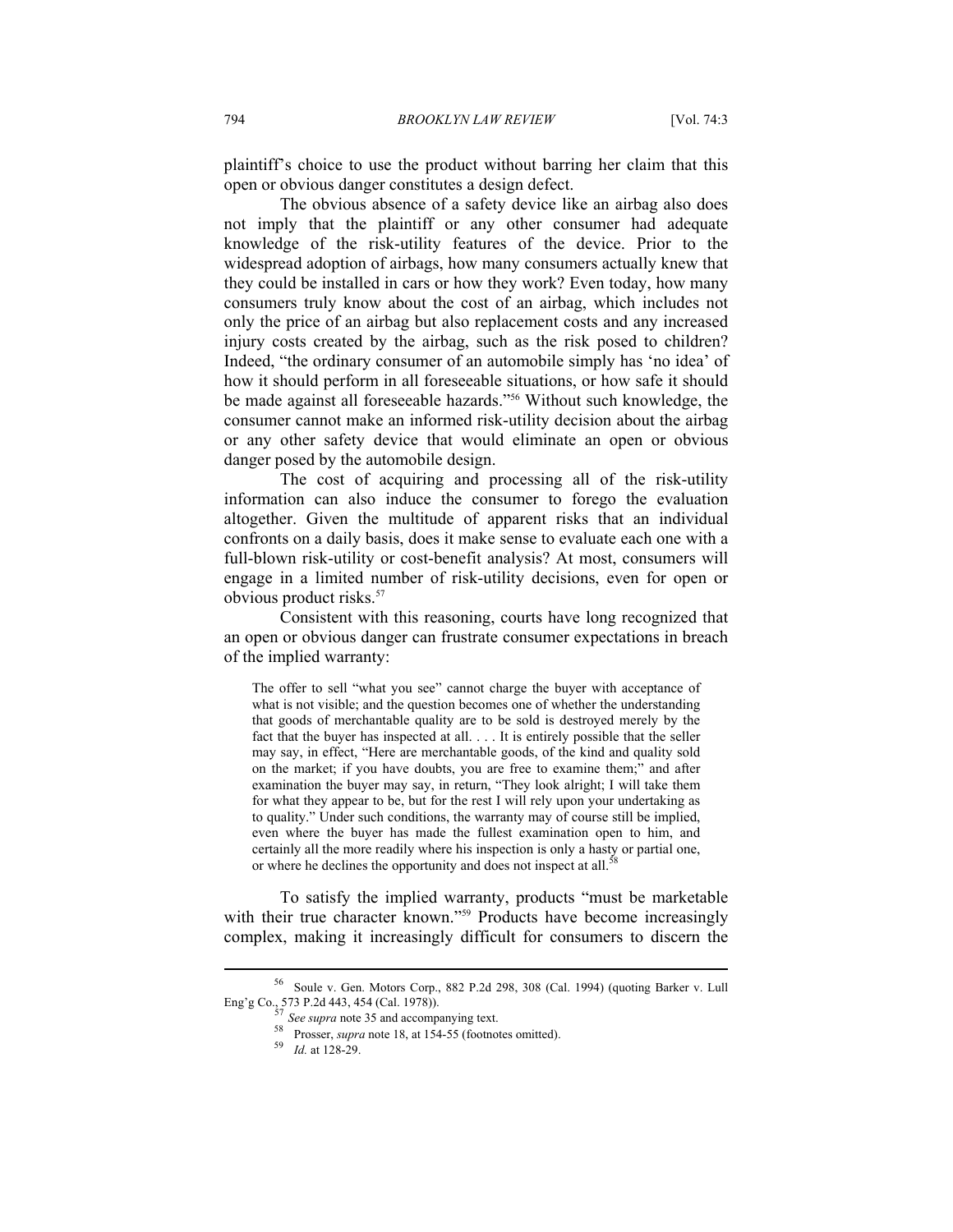plaintiff's choice to use the product without barring her claim that this open or obvious danger constitutes a design defect.

The obvious absence of a safety device like an airbag also does not imply that the plaintiff or any other consumer had adequate knowledge of the risk-utility features of the device. Prior to the widespread adoption of airbags, how many consumers actually knew that they could be installed in cars or how they work? Even today, how many consumers truly know about the cost of an airbag, which includes not only the price of an airbag but also replacement costs and any increased injury costs created by the airbag, such as the risk posed to children? Indeed, "the ordinary consumer of an automobile simply has 'no idea' of how it should perform in all foreseeable situations, or how safe it should be made against all foreseeable hazards."[56] Without such knowledge, the consumer cannot make an informed risk-utility decision about the airbag or any other safety device that would eliminate an open or obvious danger posed by the automobile design.

The cost of acquiring and processing all of the risk-utility information can also induce the consumer to forego the evaluation altogether. Given the multitude of apparent risks that an individual confronts on a daily basis, does it make sense to evaluate each one with a full-blown risk-utility or cost-benefit analysis? At most, consumers will engage in a limited number of risk-utility decisions, even for open or obvious product risks.[57]

Consistent with this reasoning, courts have long recognized that an open or obvious danger can frustrate consumer expectations in breach of the implied warranty:

> The offer to sell "what you see" cannot charge the buyer with acceptance of what is not visible; and the question becomes one of whether the understanding that goods of merchantable quality are to be sold is destroyed merely by the fact that the buyer has inspected at all. . . . It is entirely possible that the seller may say, in effect, "Here are merchantable goods, of the kind and quality sold on the market; if you have doubts, you are free to examine them;" and after examination the buyer may say, in return, "They look alright; I will take them for what they appear to be, but for the rest I will rely upon your undertaking as to quality." Under such conditions, the warranty may of course still be implied, even where the buyer has made the fullest examination open to him, and certainly all the more readily where his inspection is only a hasty or partial one, or where he declines the opportunity and does not inspect at all.[58]

To satisfy the implied warranty, products "must be marketable with their true character known."[59] Products have become increasingly complex, making it increasingly difficult for consumers to discern the

---

[56] Soule v. Gen. Motors Corp., 882 P.2d 298, 308 (Cal. 1994) (quoting Barker v. Lull Eng'g Co., 573 P.2d 443, 454 (Cal. 1978)).

[57] *See supra* note 35 and accompanying text.

[58] Prosser, *supra* note 18, at 154-55 (footnotes omitted).

[59] *Id.* at 128-29.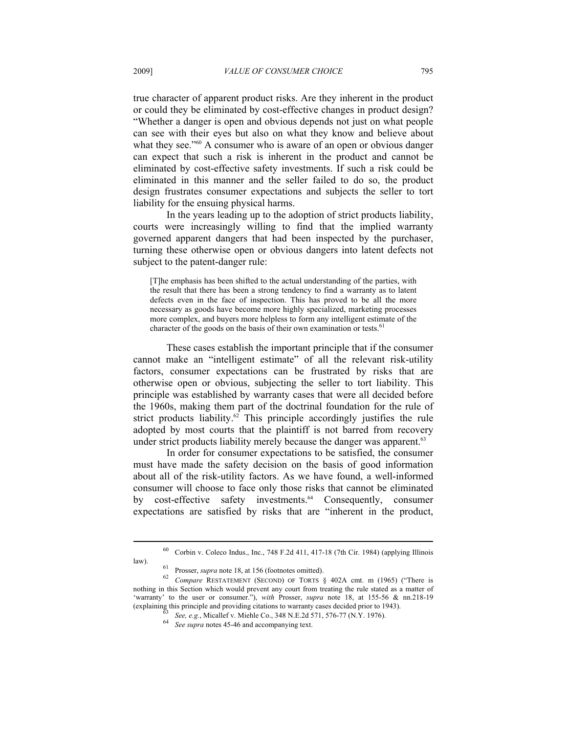true character of apparent product risks. Are they inherent in the product or could they be eliminated by cost-effective changes in product design? "Whether a danger is open and obvious depends not just on what people can see with their eyes but also on what they know and believe about what they see."[60] A consumer who is aware of an open or obvious danger can expect that such a risk is inherent in the product and cannot be eliminated by cost-effective safety investments. If such a risk could be eliminated in this manner and the seller failed to do so, the product design frustrates consumer expectations and subjects the seller to tort liability for the ensuing physical harms.

In the years leading up to the adoption of strict products liability, courts were increasingly willing to find that the implied warranty governed apparent dangers that had been inspected by the purchaser, turning these otherwise open or obvious dangers into latent defects not subject to the patent-danger rule:

> [T]he emphasis has been shifted to the actual understanding of the parties, with the result that there has been a strong tendency to find a warranty as to latent defects even in the face of inspection. This has proved to be all the more necessary as goods have become more highly specialized, marketing processes more complex, and buyers more helpless to form any intelligent estimate of the character of the goods on the basis of their own examination or tests.[61]

These cases establish the important principle that if the consumer cannot make an "intelligent estimate" of all the relevant risk-utility factors, consumer expectations can be frustrated by risks that are otherwise open or obvious, subjecting the seller to tort liability. This principle was established by warranty cases that were all decided before the 1960s, making them part of the doctrinal foundation for the rule of strict products liability.[62] This principle accordingly justifies the rule adopted by most courts that the plaintiff is not barred from recovery under strict products liability merely because the danger was apparent.[63]

In order for consumer expectations to be satisfied, the consumer must have made the safety decision on the basis of good information about all of the risk-utility factors. As we have found, a well-informed consumer will choose to face only those risks that cannot be eliminated by cost-effective safety investments.[64] Consequently, consumer expectations are satisfied by risks that are "inherent in the product,

---

[60] Corbin v. Coleco Indus., Inc., 748 F.2d 411, 417-18 (7th Cir. 1984) (applying Illinois law).

[61] Prosser, *supra* note 18, at 156 (footnotes omitted).

[62] *Compare* RESTATEMENT (SECOND) OF TORTS § 402A cmt. m (1965) ("There is nothing in this Section which would prevent any court from treating the rule stated as a matter of 'warranty' to the user or consumer."), *with* Prosser, *supra* note 18, at 155-56 & nn.218-19 (explaining this principle and providing citations to warranty cases decided prior to 1943).

[63] *See, e.g.*, Micallef v. Miehle Co., 348 N.E.2d 571, 576-77 (N.Y. 1976).

[64] *See supra* notes 45-46 and accompanying text.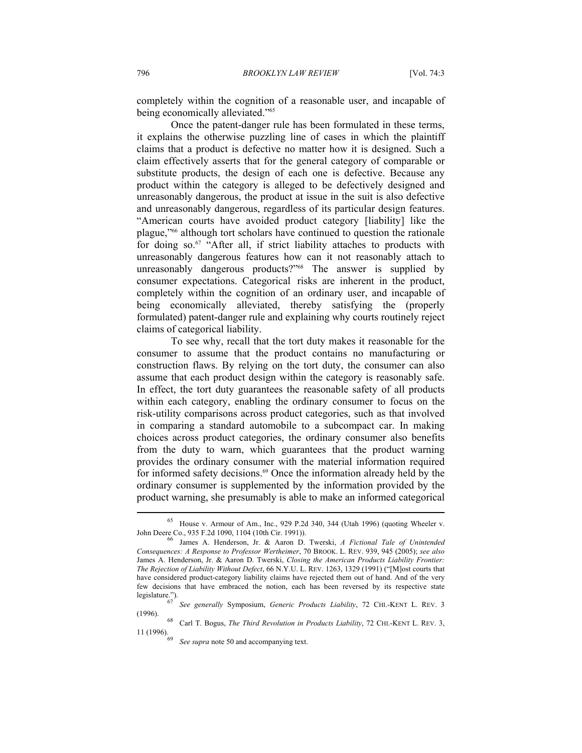completely within the cognition of a reasonable user, and incapable of being economically alleviated."[65]

Once the patent-danger rule has been formulated in these terms, it explains the otherwise puzzling line of cases in which the plaintiff claims that a product is defective no matter how it is designed. Such a claim effectively asserts that for the general category of comparable or substitute products, the design of each one is defective. Because any product within the category is alleged to be defectively designed and unreasonably dangerous, the product at issue in the suit is also defective and unreasonably dangerous, regardless of its particular design features. "American courts have avoided product category [liability] like the plague,"[66] although tort scholars have continued to question the rationale for doing so.[67] "After all, if strict liability attaches to products with unreasonably dangerous features how can it not reasonably attach to unreasonably dangerous products?"[68] The answer is supplied by consumer expectations. Categorical risks are inherent in the product, completely within the cognition of an ordinary user, and incapable of being economically alleviated, thereby satisfying the (properly formulated) patent-danger rule and explaining why courts routinely reject claims of categorical liability.

To see why, recall that the tort duty makes it reasonable for the consumer to assume that the product contains no manufacturing or construction flaws. By relying on the tort duty, the consumer can also assume that each product design within the category is reasonably safe. In effect, the tort duty guarantees the reasonable safety of all products within each category, enabling the ordinary consumer to focus on the risk-utility comparisons across product categories, such as that involved in comparing a standard automobile to a subcompact car. In making choices across product categories, the ordinary consumer also benefits from the duty to warn, which guarantees that the product warning provides the ordinary consumer with the material information required for informed safety decisions.[69] Once the information already held by the ordinary consumer is supplemented by the information provided by the product warning, she presumably is able to make an informed categorical

---

[65] House v. Armour of Am., Inc., 929 P.2d 340, 344 (Utah 1996) (quoting Wheeler v. John Deere Co., 935 F.2d 1090, 1104 (10th Cir. 1991)).

[66] James A. Henderson, Jr. & Aaron D. Twerski, *A Fictional Tale of Unintended Consequences: A Response to Professor Wertheimer*, 70 BROOK. L. REV. 939, 945 (2005); *see also* James A. Henderson, Jr. & Aaron D. Twerski, *Closing the American Products Liability Frontier: The Rejection of Liability Without Defect*, 66 N.Y.U. L. REV. 1263, 1329 (1991) ("[M]ost courts that have considered product-category liability claims have rejected them out of hand. And of the very few decisions that have embraced the notion, each has been reversed by its respective state legislature.").

[67] *See generally* Symposium, *Generic Products Liability*, 72 CHI.-KENT L. REV. 3 (1996).

[68] Carl T. Bogus, *The Third Revolution in Products Liability*, 72 CHI.-KENT L. REV. 3, 11 (1996).

[69] *See supra* note 50 and accompanying text.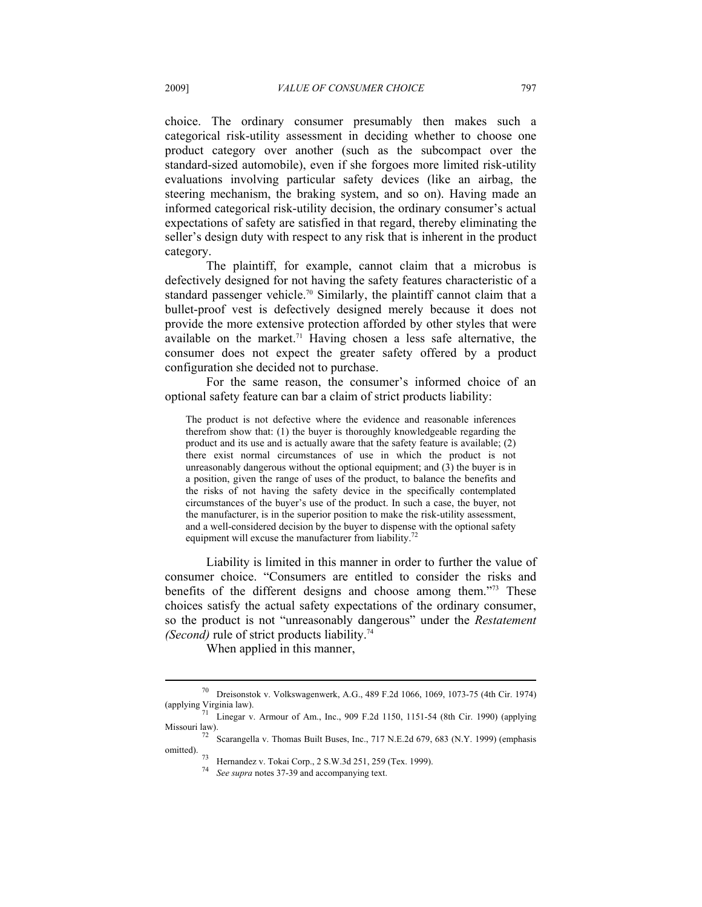choice. The ordinary consumer presumably then makes such a categorical risk-utility assessment in deciding whether to choose one product category over another (such as the subcompact over the standard-sized automobile), even if she forgoes more limited risk-utility evaluations involving particular safety devices (like an airbag, the steering mechanism, the braking system, and so on). Having made an informed categorical risk-utility decision, the ordinary consumer's actual expectations of safety are satisfied in that regard, thereby eliminating the seller's design duty with respect to any risk that is inherent in the product category.

The plaintiff, for example, cannot claim that a microbus is defectively designed for not having the safety features characteristic of a standard passenger vehicle.[70] Similarly, the plaintiff cannot claim that a bullet-proof vest is defectively designed merely because it does not provide the more extensive protection afforded by other styles that were available on the market.[71] Having chosen a less safe alternative, the consumer does not expect the greater safety offered by a product configuration she decided not to purchase.

For the same reason, the consumer's informed choice of an optional safety feature can bar a claim of strict products liability:

> The product is not defective where the evidence and reasonable inferences therefrom show that: (1) the buyer is thoroughly knowledgeable regarding the product and its use and is actually aware that the safety feature is available; (2) there exist normal circumstances of use in which the product is not unreasonably dangerous without the optional equipment; and (3) the buyer is in a position, given the range of uses of the product, to balance the benefits and the risks of not having the safety device in the specifically contemplated circumstances of the buyer's use of the product. In such a case, the buyer, not the manufacturer, is in the superior position to make the risk-utility assessment, and a well-considered decision by the buyer to dispense with the optional safety equipment will excuse the manufacturer from liability.[72]

Liability is limited in this manner in order to further the value of consumer choice. "Consumers are entitled to consider the risks and benefits of the different designs and choose among them."[73] These choices satisfy the actual safety expectations of the ordinary consumer, so the product is not "unreasonably dangerous" under the *Restatement (Second)* rule of strict products liability.[74]

When applied in this manner,

---

[70] Dreisonstok v. Volkswagenwerk, A.G., 489 F.2d 1066, 1069, 1073-75 (4th Cir. 1974) (applying Virginia law).

[71] Linegar v. Armour of Am., Inc., 909 F.2d 1150, 1151-54 (8th Cir. 1990) (applying Missouri law).

[72] Scarangella v. Thomas Built Buses, Inc., 717 N.E.2d 679, 683 (N.Y. 1999) (emphasis omitted).

[73] Hernandez v. Tokai Corp., 2 S.W.3d 251, 259 (Tex. 1999).

[74] *See supra* notes 37-39 and accompanying text.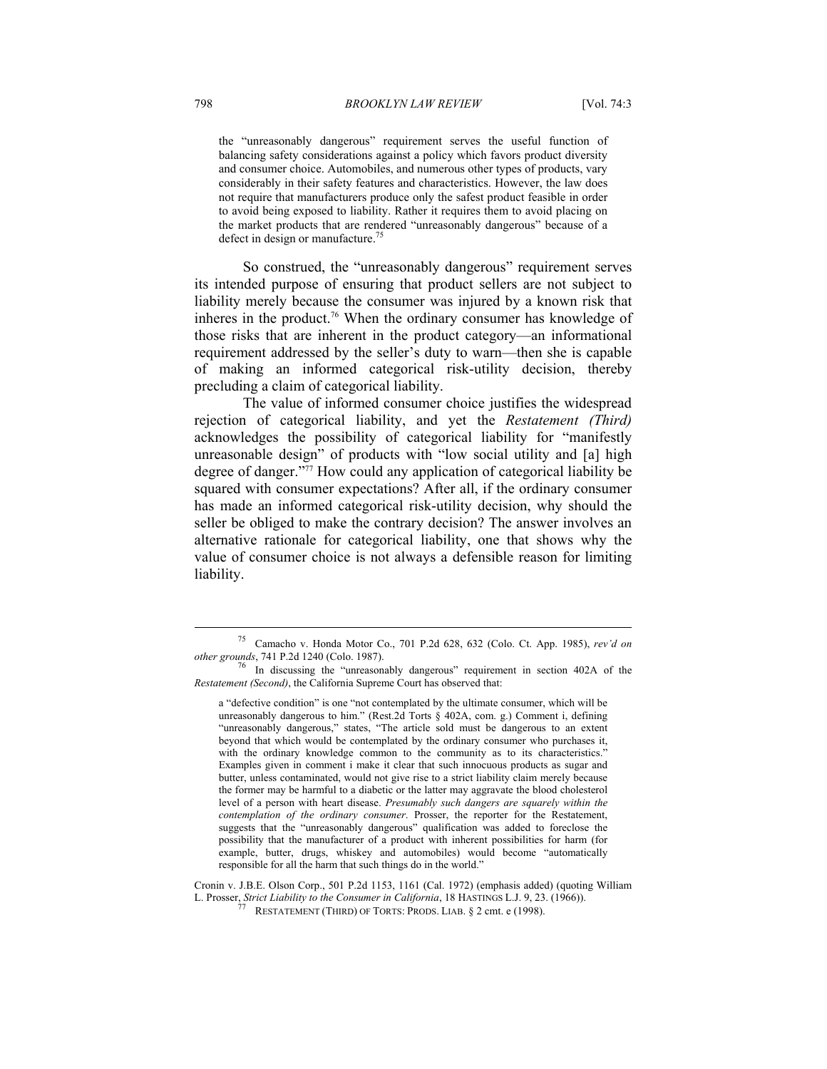> the "unreasonably dangerous" requirement serves the useful function of balancing safety considerations against a policy which favors product diversity and consumer choice. Automobiles, and numerous other types of products, vary considerably in their safety features and characteristics. However, the law does not require that manufacturers produce only the safest product feasible in order to avoid being exposed to liability. Rather it requires them to avoid placing on the market products that are rendered "unreasonably dangerous" because of a defect in design or manufacture.[75]

So construed, the "unreasonably dangerous" requirement serves its intended purpose of ensuring that product sellers are not subject to liability merely because the consumer was injured by a known risk that inheres in the product.[76] When the ordinary consumer has knowledge of those risks that are inherent in the product category—an informational requirement addressed by the seller's duty to warn—then she is capable of making an informed categorical risk-utility decision, thereby precluding a claim of categorical liability.

The value of informed consumer choice justifies the widespread rejection of categorical liability, and yet the *Restatement (Third)* acknowledges the possibility of categorical liability for "manifestly unreasonable design" of products with "low social utility and [a] high degree of danger."[77] How could any application of categorical liability be squared with consumer expectations? After all, if the ordinary consumer has made an informed categorical risk-utility decision, why should the seller be obliged to make the contrary decision? The answer involves an alternative rationale for categorical liability, one that shows why the value of consumer choice is not always a defensible reason for limiting liability.

---

[75] Camacho v. Honda Motor Co., 701 P.2d 628, 632 (Colo. Ct. App. 1985), *rev'd on other grounds*, 741 P.2d 1240 (Colo. 1987).

[76] In discussing the "unreasonably dangerous" requirement in section 402A of the *Restatement (Second)*, the California Supreme Court has observed that:

> a "defective condition" is one "not contemplated by the ultimate consumer, which will be unreasonably dangerous to him." (Rest.2d Torts § 402A, com. g.) Comment i, defining "unreasonably dangerous," states, "The article sold must be dangerous to an extent beyond that which would be contemplated by the ordinary consumer who purchases it, with the ordinary knowledge common to the community as to its characteristics." Examples given in comment i make it clear that such innocuous products as sugar and butter, unless contaminated, would not give rise to a strict liability claim merely because the former may be harmful to a diabetic or the latter may aggravate the blood cholesterol level of a person with heart disease. *Presumably such dangers are squarely within the contemplation of the ordinary consumer*. Prosser, the reporter for the Restatement, suggests that the "unreasonably dangerous" qualification was added to foreclose the possibility that the manufacturer of a product with inherent possibilities for harm (for example, butter, drugs, whiskey and automobiles) would become "automatically responsible for all the harm that such things do in the world."

Cronin v. J.B.E. Olson Corp., 501 P.2d 1153, 1161 (Cal. 1972) (emphasis added) (quoting William L. Prosser, *Strict Liability to the Consumer in California*, 18 HASTINGS L.J. 9, 23. (1966)).

[77] RESTATEMENT (THIRD) OF TORTS: PRODS. LIAB. § 2 cmt. e (1998).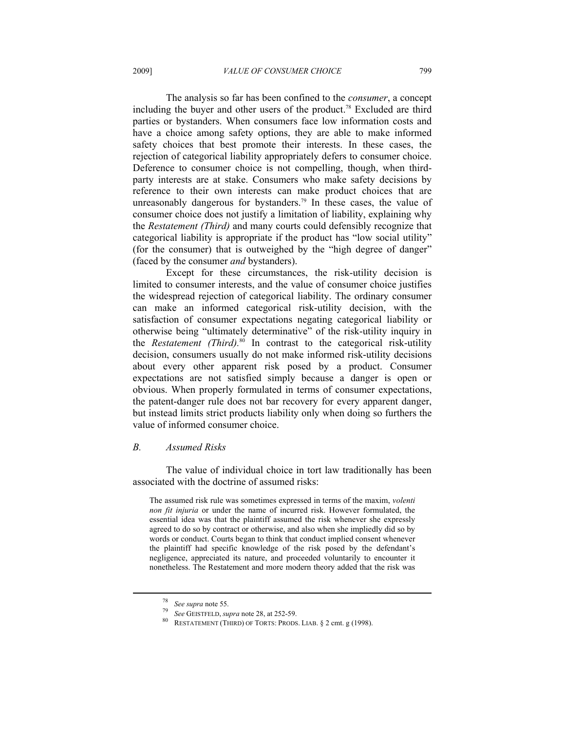The analysis so far has been confined to the *consumer*, a concept including the buyer and other users of the product.[78] Excluded are third parties or bystanders. When consumers face low information costs and have a choice among safety options, they are able to make informed safety choices that best promote their interests. In these cases, the rejection of categorical liability appropriately defers to consumer choice. Deference to consumer choice is not compelling, though, when third-party interests are at stake. Consumers who make safety decisions by reference to their own interests can make product choices that are unreasonably dangerous for bystanders.[79] In these cases, the value of consumer choice does not justify a limitation of liability, explaining why the *Restatement (Third)* and many courts could defensibly recognize that categorical liability is appropriate if the product has "low social utility" (for the consumer) that is outweighed by the "high degree of danger" (faced by the consumer *and* bystanders).

Except for these circumstances, the risk-utility decision is limited to consumer interests, and the value of consumer choice justifies the widespread rejection of categorical liability. The ordinary consumer can make an informed categorical risk-utility decision, with the satisfaction of consumer expectations negating categorical liability or otherwise being "ultimately determinative" of the risk-utility inquiry in the *Restatement (Third).*[80] In contrast to the categorical risk-utility decision, consumers usually do not make informed risk-utility decisions about every other apparent risk posed by a product. Consumer expectations are not satisfied simply because a danger is open or obvious. When properly formulated in terms of consumer expectations, the patent-danger rule does not bar recovery for every apparent danger, but instead limits strict products liability only when doing so furthers the value of informed consumer choice.

### *B. Assumed Risks*

The value of individual choice in tort law traditionally has been associated with the doctrine of assumed risks:

> The assumed risk rule was sometimes expressed in terms of the maxim, *volenti non fit injuria* or under the name of incurred risk. However formulated, the essential idea was that the plaintiff assumed the risk whenever she expressly agreed to do so by contract or otherwise, and also when she impliedly did so by words or conduct. Courts began to think that conduct implied consent whenever the plaintiff had specific knowledge of the risk posed by the defendant's negligence, appreciated its nature, and proceeded voluntarily to encounter it nonetheless. The Restatement and more modern theory added that the risk was

---

[78] *See supra* note 55.

[79] *See* GEISTFELD, *supra* note 28, at 252-59.

[80] RESTATEMENT (THIRD) OF TORTS: PRODS. LIAB. § 2 cmt. g (1998).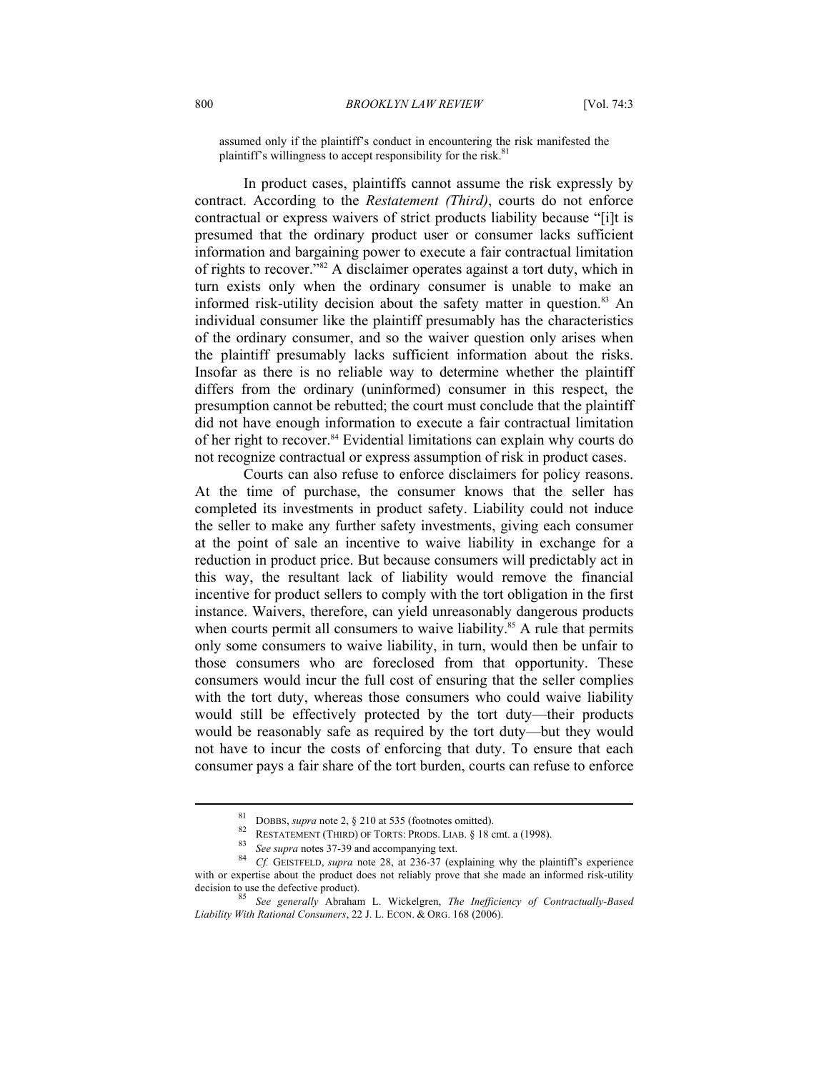> assumed only if the plaintiff's conduct in encountering the risk manifested the plaintiff's willingness to accept responsibility for the risk.[81]

In product cases, plaintiffs cannot assume the risk expressly by contract. According to the *Restatement (Third)*, courts do not enforce contractual or express waivers of strict products liability because "[i]t is presumed that the ordinary product user or consumer lacks sufficient information and bargaining power to execute a fair contractual limitation of rights to recover."[82] A disclaimer operates against a tort duty, which in turn exists only when the ordinary consumer is unable to make an informed risk-utility decision about the safety matter in question.[83] An individual consumer like the plaintiff presumably has the characteristics of the ordinary consumer, and so the waiver question only arises when the plaintiff presumably lacks sufficient information about the risks. Insofar as there is no reliable way to determine whether the plaintiff differs from the ordinary (uninformed) consumer in this respect, the presumption cannot be rebutted; the court must conclude that the plaintiff did not have enough information to execute a fair contractual limitation of her right to recover.[84] Evidential limitations can explain why courts do not recognize contractual or express assumption of risk in product cases.

Courts can also refuse to enforce disclaimers for policy reasons. At the time of purchase, the consumer knows that the seller has completed its investments in product safety. Liability could not induce the seller to make any further safety investments, giving each consumer at the point of sale an incentive to waive liability in exchange for a reduction in product price. But because consumers will predictably act in this way, the resultant lack of liability would remove the financial incentive for product sellers to comply with the tort obligation in the first instance. Waivers, therefore, can yield unreasonably dangerous products when courts permit all consumers to waive liability.[85] A rule that permits only some consumers to waive liability, in turn, would then be unfair to those consumers who are foreclosed from that opportunity. These consumers would incur the full cost of ensuring that the seller complies with the tort duty, whereas those consumers who could waive liability would still be effectively protected by the tort duty—their products would be reasonably safe as required by the tort duty—but they would not have to incur the costs of enforcing that duty. To ensure that each consumer pays a fair share of the tort burden, courts can refuse to enforce

---

[81] DOBBS, *supra* note 2, § 210 at 535 (footnotes omitted).

[82] RESTATEMENT (THIRD) OF TORTS: PRODS. LIAB. § 18 cmt. a (1998).

[83] *See supra* notes 37-39 and accompanying text.

[84] *Cf.* GEISTFELD, *supra* note 28, at 236-37 (explaining why the plaintiff's experience with or expertise about the product does not reliably prove that she made an informed risk-utility decision to use the defective product).

[85] *See generally* Abraham L. Wickelgren, *The Inefficiency of Contractually-Based Liability With Rational Consumers*, 22 J. L. ECON. & ORG. 168 (2006).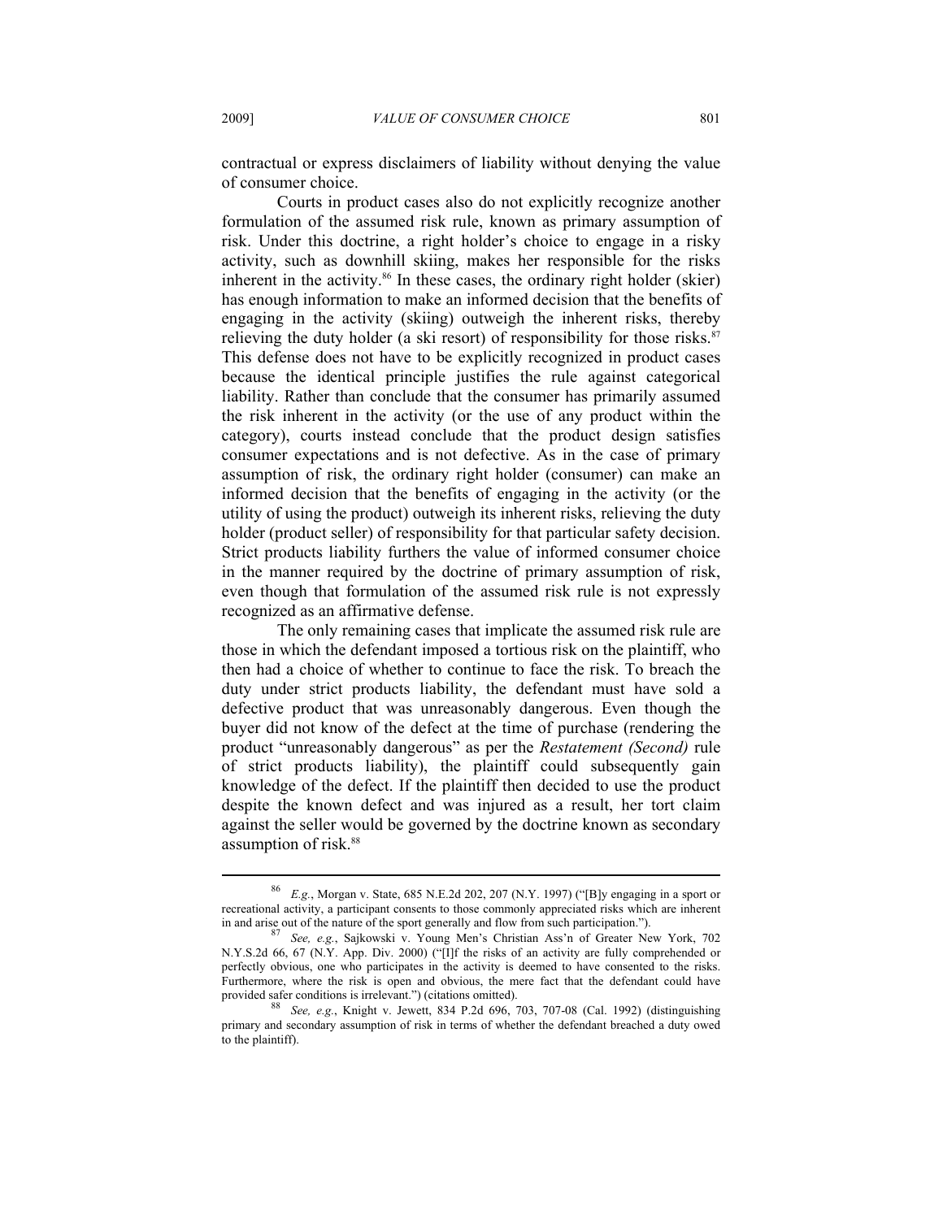contractual or express disclaimers of liability without denying the value of consumer choice.

Courts in product cases also do not explicitly recognize another formulation of the assumed risk rule, known as primary assumption of risk. Under this doctrine, a right holder's choice to engage in a risky activity, such as downhill skiing, makes her responsible for the risks inherent in the activity.[86] In these cases, the ordinary right holder (skier) has enough information to make an informed decision that the benefits of engaging in the activity (skiing) outweigh the inherent risks, thereby relieving the duty holder (a ski resort) of responsibility for those risks.[87] This defense does not have to be explicitly recognized in product cases because the identical principle justifies the rule against categorical liability. Rather than conclude that the consumer has primarily assumed the risk inherent in the activity (or the use of any product within the category), courts instead conclude that the product design satisfies consumer expectations and is not defective. As in the case of primary assumption of risk, the ordinary right holder (consumer) can make an informed decision that the benefits of engaging in the activity (or the utility of using the product) outweigh its inherent risks, relieving the duty holder (product seller) of responsibility for that particular safety decision. Strict products liability furthers the value of informed consumer choice in the manner required by the doctrine of primary assumption of risk, even though that formulation of the assumed risk rule is not expressly recognized as an affirmative defense.

The only remaining cases that implicate the assumed risk rule are those in which the defendant imposed a tortious risk on the plaintiff, who then had a choice of whether to continue to face the risk. To breach the duty under strict products liability, the defendant must have sold a defective product that was unreasonably dangerous. Even though the buyer did not know of the defect at the time of purchase (rendering the product "unreasonably dangerous" as per the *Restatement (Second)* rule of strict products liability), the plaintiff could subsequently gain knowledge of the defect. If the plaintiff then decided to use the product despite the known defect and was injured as a result, her tort claim against the seller would be governed by the doctrine known as secondary assumption of risk.[88]

---

[86] *E.g.*, Morgan v. State, 685 N.E.2d 202, 207 (N.Y. 1997) ("[B]y engaging in a sport or recreational activity, a participant consents to those commonly appreciated risks which are inherent in and arise out of the nature of the sport generally and flow from such participation.").

[87] *See, e.g.*, Sajkowski v. Young Men's Christian Ass'n of Greater New York, 702 N.Y.S.2d 66, 67 (N.Y. App. Div. 2000) ("[I]f the risks of an activity are fully comprehended or perfectly obvious, one who participates in the activity is deemed to have consented to the risks. Furthermore, where the risk is open and obvious, the mere fact that the defendant could have provided safer conditions is irrelevant.") (citations omitted).

[88] *See, e.g.*, Knight v. Jewett, 834 P.2d 696, 703, 707-08 (Cal. 1992) (distinguishing primary and secondary assumption of risk in terms of whether the defendant breached a duty owed to the plaintiff).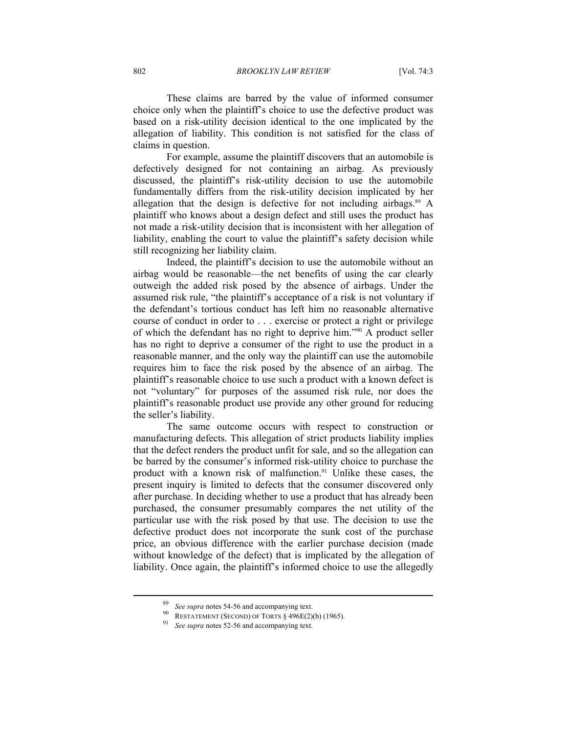These claims are barred by the value of informed consumer choice only when the plaintiff's choice to use the defective product was based on a risk-utility decision identical to the one implicated by the allegation of liability. This condition is not satisfied for the class of claims in question.

For example, assume the plaintiff discovers that an automobile is defectively designed for not containing an airbag. As previously discussed, the plaintiff's risk-utility decision to use the automobile fundamentally differs from the risk-utility decision implicated by her allegation that the design is defective for not including airbags.[89] A plaintiff who knows about a design defect and still uses the product has not made a risk-utility decision that is inconsistent with her allegation of liability, enabling the court to value the plaintiff's safety decision while still recognizing her liability claim.

Indeed, the plaintiff's decision to use the automobile without an airbag would be reasonable—the net benefits of using the car clearly outweigh the added risk posed by the absence of airbags. Under the assumed risk rule, "the plaintiff's acceptance of a risk is not voluntary if the defendant's tortious conduct has left him no reasonable alternative course of conduct in order to . . . exercise or protect a right or privilege of which the defendant has no right to deprive him."[90] A product seller has no right to deprive a consumer of the right to use the product in a reasonable manner, and the only way the plaintiff can use the automobile requires him to face the risk posed by the absence of an airbag. The plaintiff's reasonable choice to use such a product with a known defect is not "voluntary" for purposes of the assumed risk rule, nor does the plaintiff's reasonable product use provide any other ground for reducing the seller's liability.

The same outcome occurs with respect to construction or manufacturing defects. This allegation of strict products liability implies that the defect renders the product unfit for sale, and so the allegation can be barred by the consumer's informed risk-utility choice to purchase the product with a known risk of malfunction.[91] Unlike these cases, the present inquiry is limited to defects that the consumer discovered only after purchase. In deciding whether to use a product that has already been purchased, the consumer presumably compares the net utility of the particular use with the risk posed by that use. The decision to use the defective product does not incorporate the sunk cost of the purchase price, an obvious difference with the earlier purchase decision (made without knowledge of the defect) that is implicated by the allegation of liability. Once again, the plaintiff's informed choice to use the allegedly

---

[89] *See supra* notes 54-56 and accompanying text.

[90] RESTATEMENT (SECOND) OF TORTS § 496E(2)(b) (1965).

[91] *See supra* notes 52-56 and accompanying text.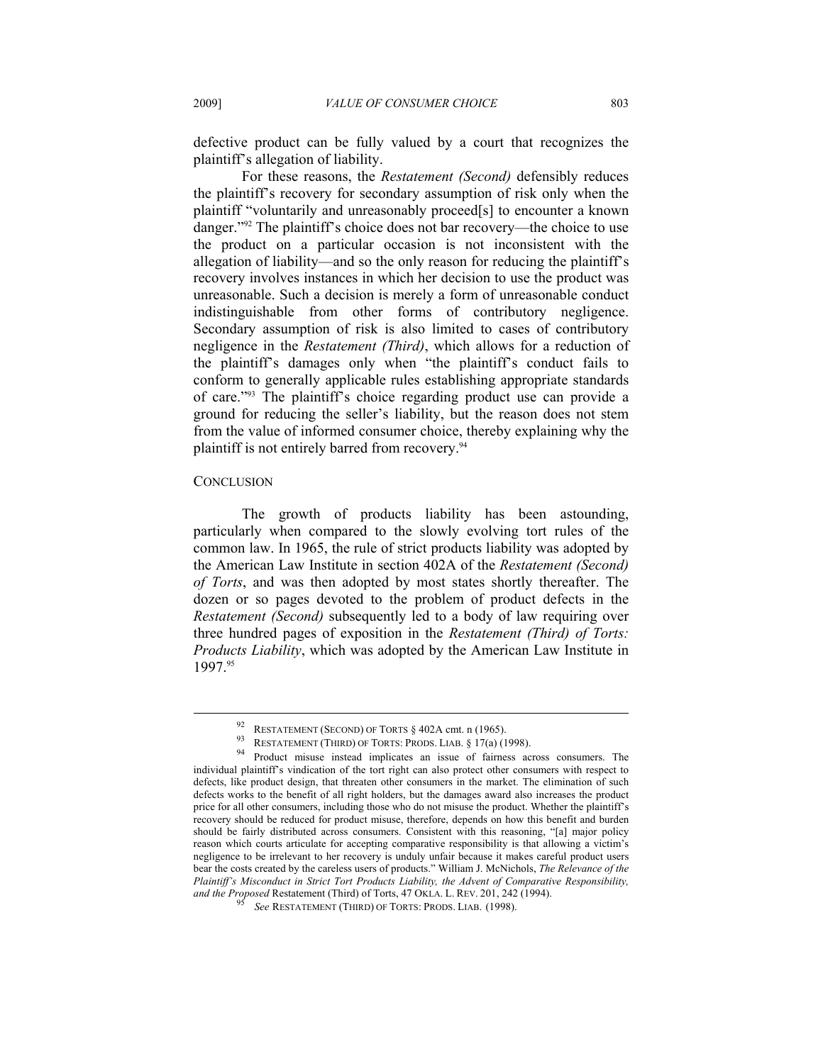defective product can be fully valued by a court that recognizes the plaintiff's allegation of liability.

For these reasons, the *Restatement (Second)* defensibly reduces the plaintiff's recovery for secondary assumption of risk only when the plaintiff "voluntarily and unreasonably proceed[s] to encounter a known danger."[92] The plaintiff's choice does not bar recovery—the choice to use the product on a particular occasion is not inconsistent with the allegation of liability—and so the only reason for reducing the plaintiff's recovery involves instances in which her decision to use the product was unreasonable. Such a decision is merely a form of unreasonable conduct indistinguishable from other forms of contributory negligence. Secondary assumption of risk is also limited to cases of contributory negligence in the *Restatement (Third)*, which allows for a reduction of the plaintiff's damages only when "the plaintiff's conduct fails to conform to generally applicable rules establishing appropriate standards of care."[93] The plaintiff's choice regarding product use can provide a ground for reducing the seller's liability, but the reason does not stem from the value of informed consumer choice, thereby explaining why the plaintiff is not entirely barred from recovery.[94]

## CONCLUSION

The growth of products liability has been astounding, particularly when compared to the slowly evolving tort rules of the common law. In 1965, the rule of strict products liability was adopted by the American Law Institute in section 402A of the *Restatement (Second) of Torts*, and was then adopted by most states shortly thereafter. The dozen or so pages devoted to the problem of product defects in the *Restatement (Second)* subsequently led to a body of law requiring over three hundred pages of exposition in the *Restatement (Third) of Torts: Products Liability*, which was adopted by the American Law Institute in 1997.[95]

---

[92] RESTATEMENT (SECOND) OF TORTS § 402A cmt. n (1965).

[93] RESTATEMENT (THIRD) OF TORTS: PRODS. LIAB. § 17(a) (1998).

[94] Product misuse instead implicates an issue of fairness across consumers. The individual plaintiff's vindication of the tort right can also protect other consumers with respect to defects, like product design, that threaten other consumers in the market. The elimination of such defects works to the benefit of all right holders, but the damages award also increases the product price for all other consumers, including those who do not misuse the product. Whether the plaintiff's recovery should be reduced for product misuse, therefore, depends on how this benefit and burden should be fairly distributed across consumers. Consistent with this reasoning, "[a] major policy reason which courts articulate for accepting comparative responsibility is that allowing a victim's negligence to be irrelevant to her recovery is unduly unfair because it makes careful product users bear the costs created by the careless users of products." William J. McNichols, *The Relevance of the Plaintiff's Misconduct in Strict Tort Products Liability, the Advent of Comparative Responsibility, and the Proposed* Restatement (Third) of Torts, 47 OKLA. L. REV. 201, 242 (1994).

[95] *See* RESTATEMENT (THIRD) OF TORTS: PRODS. LIAB. (1998).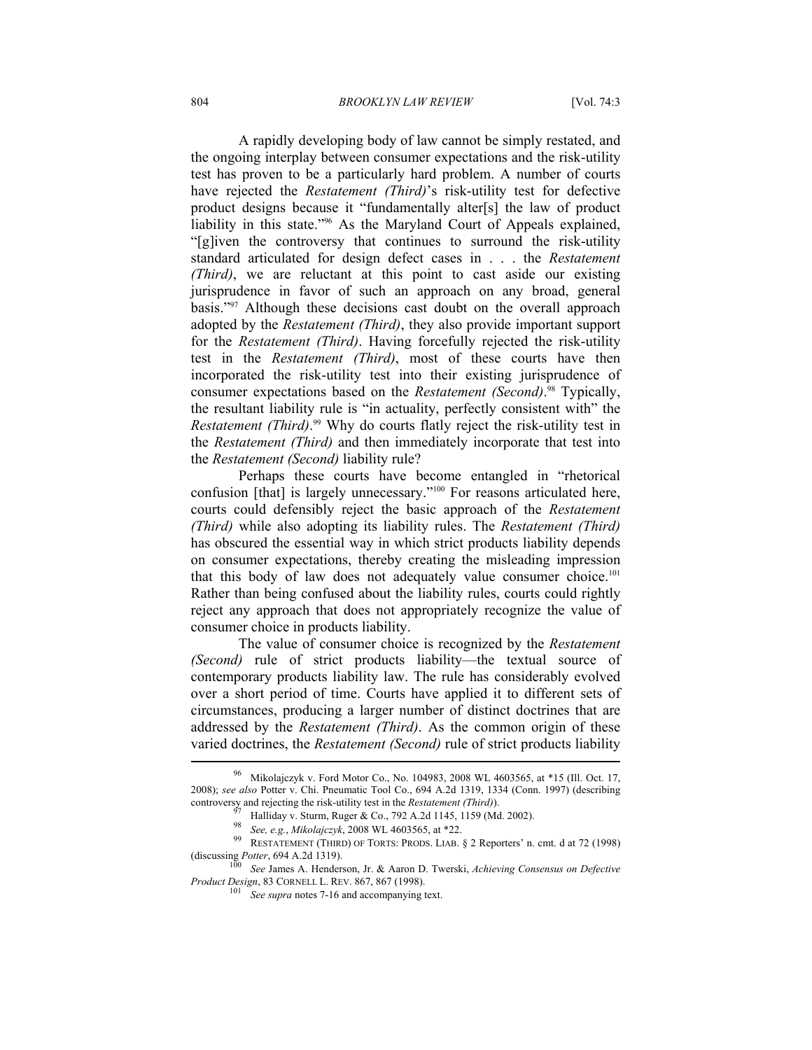A rapidly developing body of law cannot be simply restated, and the ongoing interplay between consumer expectations and the risk-utility test has proven to be a particularly hard problem. A number of courts have rejected the *Restatement (Third)*'s risk-utility test for defective product designs because it "fundamentally alter[s] the law of product liability in this state."[96] As the Maryland Court of Appeals explained, "[g]iven the controversy that continues to surround the risk-utility standard articulated for design defect cases in . . . the *Restatement (Third)*, we are reluctant at this point to cast aside our existing jurisprudence in favor of such an approach on any broad, general basis."[97] Although these decisions cast doubt on the overall approach adopted by the *Restatement (Third)*, they also provide important support for the *Restatement (Third)*. Having forcefully rejected the risk-utility test in the *Restatement (Third)*, most of these courts have then incorporated the risk-utility test into their existing jurisprudence of consumer expectations based on the *Restatement (Second)*.[98] Typically, the resultant liability rule is "in actuality, perfectly consistent with" the *Restatement (Third)*.[99] Why do courts flatly reject the risk-utility test in the *Restatement (Third)* and then immediately incorporate that test into the *Restatement (Second)* liability rule?

Perhaps these courts have become entangled in "rhetorical confusion [that] is largely unnecessary."[100] For reasons articulated here, courts could defensibly reject the basic approach of the *Restatement (Third)* while also adopting its liability rules. The *Restatement (Third)* has obscured the essential way in which strict products liability depends on consumer expectations, thereby creating the misleading impression that this body of law does not adequately value consumer choice.[101] Rather than being confused about the liability rules, courts could rightly reject any approach that does not appropriately recognize the value of consumer choice in products liability.

The value of consumer choice is recognized by the *Restatement (Second)* rule of strict products liability—the textual source of contemporary products liability law. The rule has considerably evolved over a short period of time. Courts have applied it to different sets of circumstances, producing a larger number of distinct doctrines that are addressed by the *Restatement (Third)*. As the common origin of these varied doctrines, the *Restatement (Second)* rule of strict products liability

---

[96] Mikolajczyk v. Ford Motor Co., No. 104983, 2008 WL 4603565, at *15 (Ill. Oct. 17, 2008); *see also* Potter v. Chi. Pneumatic Tool Co., 694 A.2d 1319, 1334 (Conn. 1997) (describing controversy and rejecting the risk-utility test in the *Restatement (Third)*).

[97] Halliday v. Sturm, Ruger & Co., 792 A.2d 1145, 1159 (Md. 2002).

[98] *See, e.g.*, *Mikolajczyk*, 2008 WL 4603565, at *22.

[99] RESTATEMENT (THIRD) OF TORTS: PRODS. LIAB. § 2 Reporters' n. cmt. d at 72 (1998) (discussing *Potter*, 694 A.2d 1319).

[100] *See* James A. Henderson, Jr. & Aaron D. Twerski, *Achieving Consensus on Defective Product Design*, 83 CORNELL L. REV. 867, 867 (1998).

[101] *See supra* notes 7-16 and accompanying text.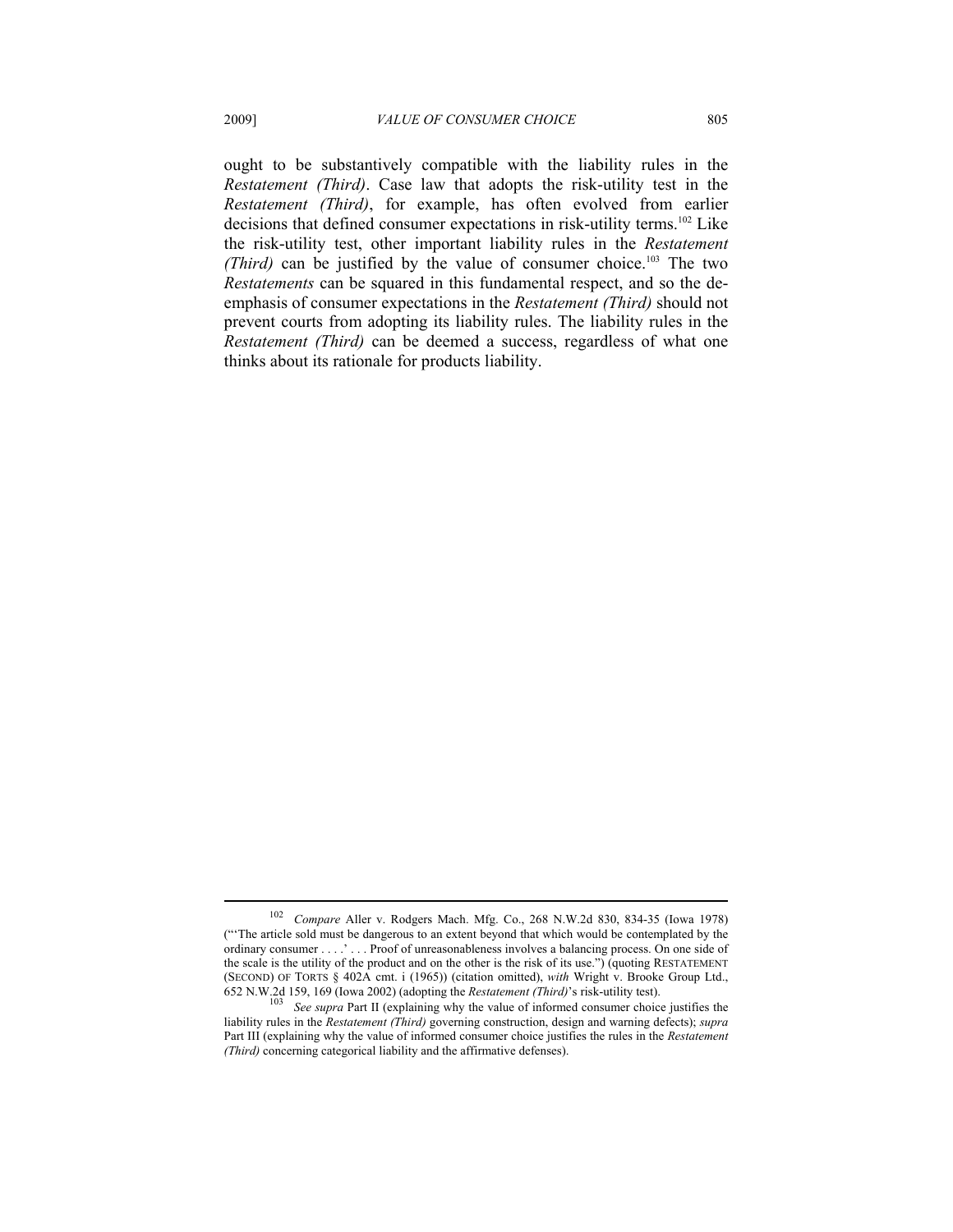ought to be substantively compatible with the liability rules in the *Restatement (Third)*. Case law that adopts the risk-utility test in the *Restatement (Third)*, for example, has often evolved from earlier decisions that defined consumer expectations in risk-utility terms.[102] Like the risk-utility test, other important liability rules in the *Restatement (Third)* can be justified by the value of consumer choice.[103] The two *Restatements* can be squared in this fundamental respect, and so the de-emphasis of consumer expectations in the *Restatement (Third)* should not prevent courts from adopting its liability rules. The liability rules in the *Restatement (Third)* can be deemed a success, regardless of what one thinks about its rationale for products liability.

---

[102] *Compare* Aller v. Rodgers Mach. Mfg. Co., 268 N.W.2d 830, 834-35 (Iowa 1978) ("'The article sold must be dangerous to an extent beyond that which would be contemplated by the ordinary consumer . . . .' . . . Proof of unreasonableness involves a balancing process. On one side of the scale is the utility of the product and on the other is the risk of its use.") (quoting RESTATEMENT (SECOND) OF TORTS § 402A cmt. i (1965)) (citation omitted), *with* Wright v. Brooke Group Ltd., 652 N.W.2d 159, 169 (Iowa 2002) (adopting the *Restatement (Third)*'s risk-utility test).

[103] *See supra* Part II (explaining why the value of informed consumer choice justifies the liability rules in the *Restatement (Third)* governing construction, design and warning defects); *supra* Part III (explaining why the value of informed consumer choice justifies the rules in the *Restatement (Third)* concerning categorical liability and the affirmative defenses).